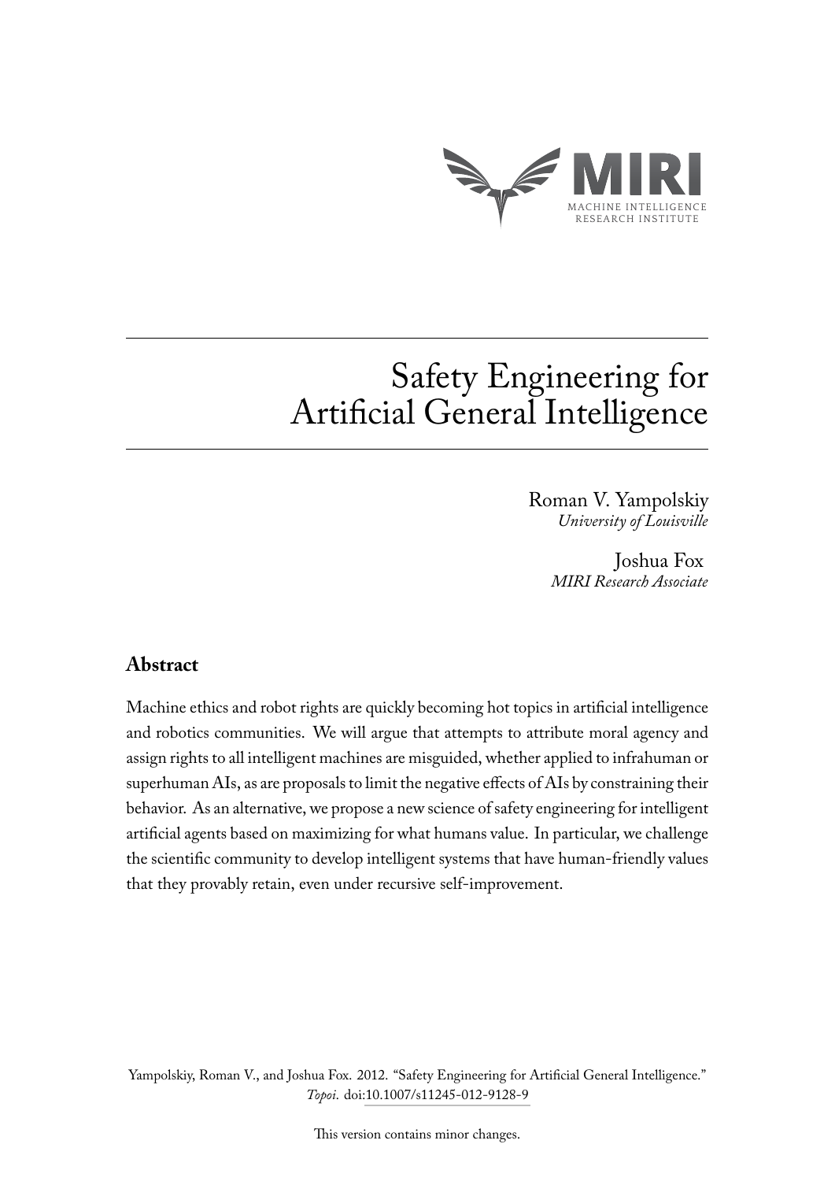MIRI

MACHINE INTELLIGENCE RESEARCH INSTITUTE

# Safety Engineering for Artificial General Intelligence

Roman V. Yampolskiy
*University of Louisville*

Joshua Fox
*MIRI Research Associate*

## Abstract

Machine ethics and robot rights are quickly becoming hot topics in artificial intelligence and robotics communities. We will argue that attempts to attribute moral agency and assign rights to all intelligent machines are misguided, whether applied to infrahuman or superhuman AIs, as are proposals to limit the negative effects of AIs by constraining their behavior. As an alternative, we propose a new science of safety engineering for intelligent artificial agents based on maximizing for what humans value. In particular, we challenge the scientific community to develop intelligent systems that have human-friendly values that they provably retain, even under recursive self-improvement.

Yampolskiy, Roman V., and Joshua Fox. 2012. "Safety Engineering for Artificial General Intelligence." *Topoi*. doi:10.1007/s11245-012-9128-9

This version contains minor changes.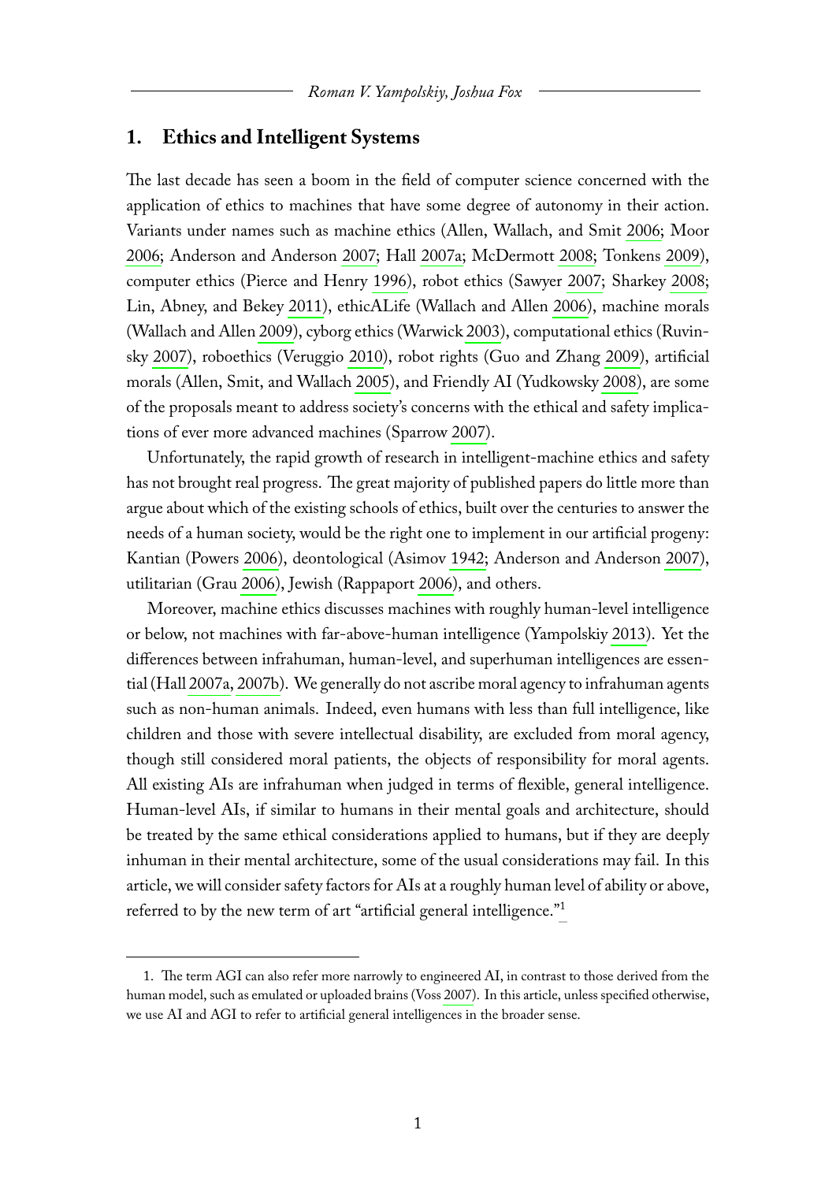## 1. Ethics and Intelligent Systems

The last decade has seen a boom in the field of computer science concerned with the application of ethics to machines that have some degree of autonomy in their action. Variants under names such as machine ethics (Allen, Wallach, and Smit 2006; Moor 2006; Anderson and Anderson 2007; Hall 2007a; McDermott 2008; Tonkens 2009), computer ethics (Pierce and Henry 1996), robot ethics (Sawyer 2007; Sharkey 2008; Lin, Abney, and Bekey 2011), ethicALife (Wallach and Allen 2006), machine morals (Wallach and Allen 2009), cyborg ethics (Warwick 2003), computational ethics (Ruvinsky 2007), roboethics (Veruggio 2010), robot rights (Guo and Zhang 2009), artificial morals (Allen, Smit, and Wallach 2005), and Friendly AI (Yudkowsky 2008), are some of the proposals meant to address society's concerns with the ethical and safety implications of ever more advanced machines (Sparrow 2007).

Unfortunately, the rapid growth of research in intelligent-machine ethics and safety has not brought real progress. The great majority of published papers do little more than argue about which of the existing schools of ethics, built over the centuries to answer the needs of a human society, would be the right one to implement in our artificial progeny: Kantian (Powers 2006), deontological (Asimov 1942; Anderson and Anderson 2007), utilitarian (Grau 2006), Jewish (Rappaport 2006), and others.

Moreover, machine ethics discusses machines with roughly human-level intelligence or below, not machines with far-above-human intelligence (Yampolskiy 2013). Yet the differences between infrahuman, human-level, and superhuman intelligences are essential (Hall 2007a, 2007b). We generally do not ascribe moral agency to infrahuman agents such as non-human animals. Indeed, even humans with less than full intelligence, like children and those with severe intellectual disability, are excluded from moral agency, though still considered moral patients, the objects of responsibility for moral agents. All existing AIs are infrahuman when judged in terms of flexible, general intelligence. Human-level AIs, if similar to humans in their mental goals and architecture, should be treated by the same ethical considerations applied to humans, but if they are deeply inhuman in their mental architecture, some of the usual considerations may fail. In this article, we will consider safety factors for AIs at a roughly human level of ability or above, referred to by the new term of art "artificial general intelligence."[1]

1. The term AGI can also refer more narrowly to engineered AI, in contrast to those derived from the human model, such as emulated or uploaded brains (Voss 2007). In this article, unless specified otherwise, we use AI and AGI to refer to artificial general intelligences in the broader sense.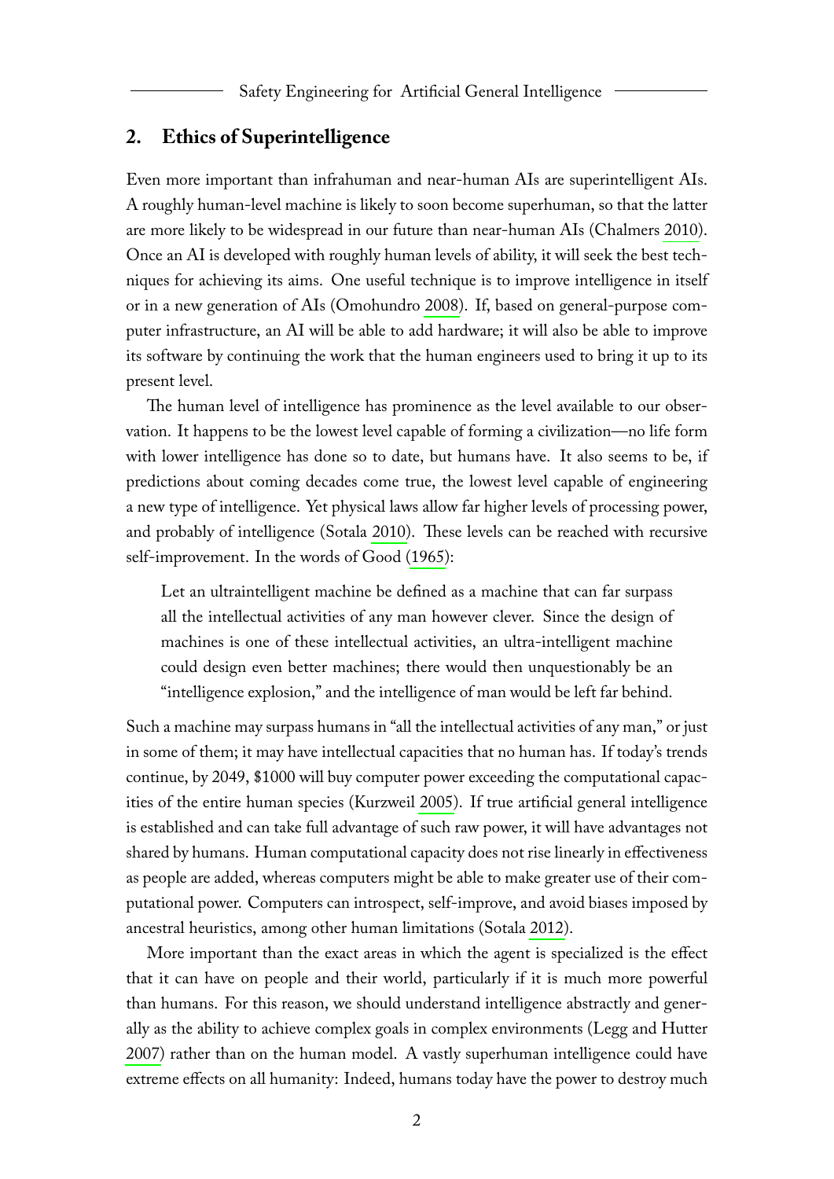## 2. Ethics of Superintelligence

Even more important than infrahuman and near-human AIs are superintelligent AIs. A roughly human-level machine is likely to soon become superhuman, so that the latter are more likely to be widespread in our future than near-human AIs (Chalmers 2010). Once an AI is developed with roughly human levels of ability, it will seek the best techniques for achieving its aims. One useful technique is to improve intelligence in itself or in a new generation of AIs (Omohundro 2008). If, based on general-purpose computer infrastructure, an AI will be able to add hardware; it will also be able to improve its software by continuing the work that the human engineers used to bring it up to its present level.

The human level of intelligence has prominence as the level available to our observation. It happens to be the lowest level capable of forming a civilization—no life form with lower intelligence has done so to date, but humans have. It also seems to be, if predictions about coming decades come true, the lowest level capable of engineering a new type of intelligence. Yet physical laws allow far higher levels of processing power, and probably of intelligence (Sotala 2010). These levels can be reached with recursive self-improvement. In the words of Good (1965):

> Let an ultraintelligent machine be defined as a machine that can far surpass all the intellectual activities of any man however clever. Since the design of machines is one of these intellectual activities, an ultra-intelligent machine could design even better machines; there would then unquestionably be an "intelligence explosion," and the intelligence of man would be left far behind.

Such a machine may surpass humans in "all the intellectual activities of any man," or just in some of them; it may have intellectual capacities that no human has. If today's trends continue, by 2049, $1000 will buy computer power exceeding the computational capacities of the entire human species (Kurzweil 2005). If true artificial general intelligence is established and can take full advantage of such raw power, it will have advantages not shared by humans. Human computational capacity does not rise linearly in effectiveness as people are added, whereas computers might be able to make greater use of their computational power. Computers can introspect, self-improve, and avoid biases imposed by ancestral heuristics, among other human limitations (Sotala 2012).

More important than the exact areas in which the agent is specialized is the effect that it can have on people and their world, particularly if it is much more powerful than humans. For this reason, we should understand intelligence abstractly and generally as the ability to achieve complex goals in complex environments (Legg and Hutter 2007) rather than on the human model. A vastly superhuman intelligence could have extreme effects on all humanity: Indeed, humans today have the power to destroy much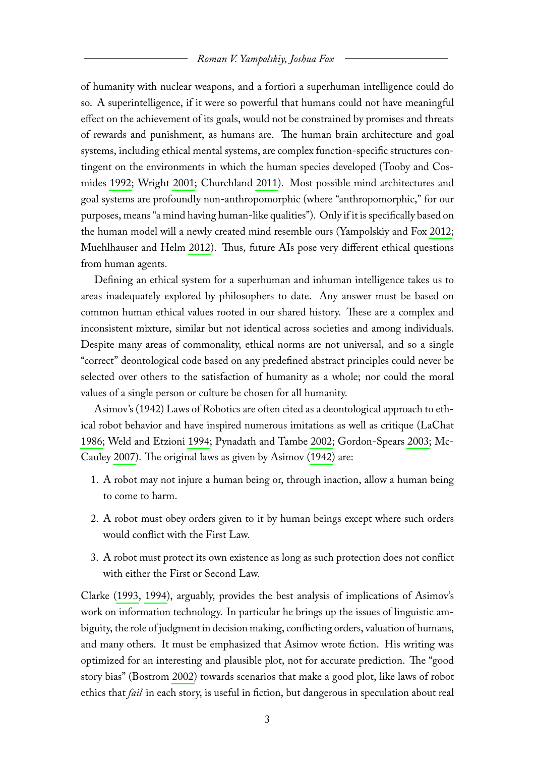of humanity with nuclear weapons, and a fortiori a superhuman intelligence could do so. A superintelligence, if it were so powerful that humans could not have meaningful effect on the achievement of its goals, would not be constrained by promises and threats of rewards and punishment, as humans are. The human brain architecture and goal systems, including ethical mental systems, are complex function-specific structures contingent on the environments in which the human species developed (Tooby and Cosmides 1992; Wright 2001; Churchland 2011). Most possible mind architectures and goal systems are profoundly non-anthropomorphic (where "anthropomorphic," for our purposes, means "a mind having human-like qualities"). Only if it is specifically based on the human model will a newly created mind resemble ours (Yampolskiy and Fox 2012; Muehlhauser and Helm 2012). Thus, future AIs pose very different ethical questions from human agents.

Defining an ethical system for a superhuman and inhuman intelligence takes us to areas inadequately explored by philosophers to date. Any answer must be based on common human ethical values rooted in our shared history. These are a complex and inconsistent mixture, similar but not identical across societies and among individuals. Despite many areas of commonality, ethical norms are not universal, and so a single "correct" deontological code based on any predefined abstract principles could never be selected over others to the satisfaction of humanity as a whole; nor could the moral values of a single person or culture be chosen for all humanity.

Asimov's (1942) Laws of Robotics are often cited as a deontological approach to ethical robot behavior and have inspired numerous imitations as well as critique (LaChat 1986; Weld and Etzioni 1994; Pynadath and Tambe 2002; Gordon-Spears 2003; McCauley 2007). The original laws as given by Asimov (1942) are:

1. A robot may not injure a human being or, through inaction, allow a human being to come to harm.
2. A robot must obey orders given to it by human beings except where such orders would conflict with the First Law.
3. A robot must protect its own existence as long as such protection does not conflict with either the First or Second Law.

Clarke (1993, 1994), arguably, provides the best analysis of implications of Asimov's work on information technology. In particular he brings up the issues of linguistic ambiguity, the role of judgment in decision making, conflicting orders, valuation of humans, and many others. It must be emphasized that Asimov wrote fiction. His writing was optimized for an interesting and plausible plot, not for accurate prediction. The "good story bias" (Bostrom 2002) towards scenarios that make a good plot, like laws of robot ethics that *fail* in each story, is useful in fiction, but dangerous in speculation about real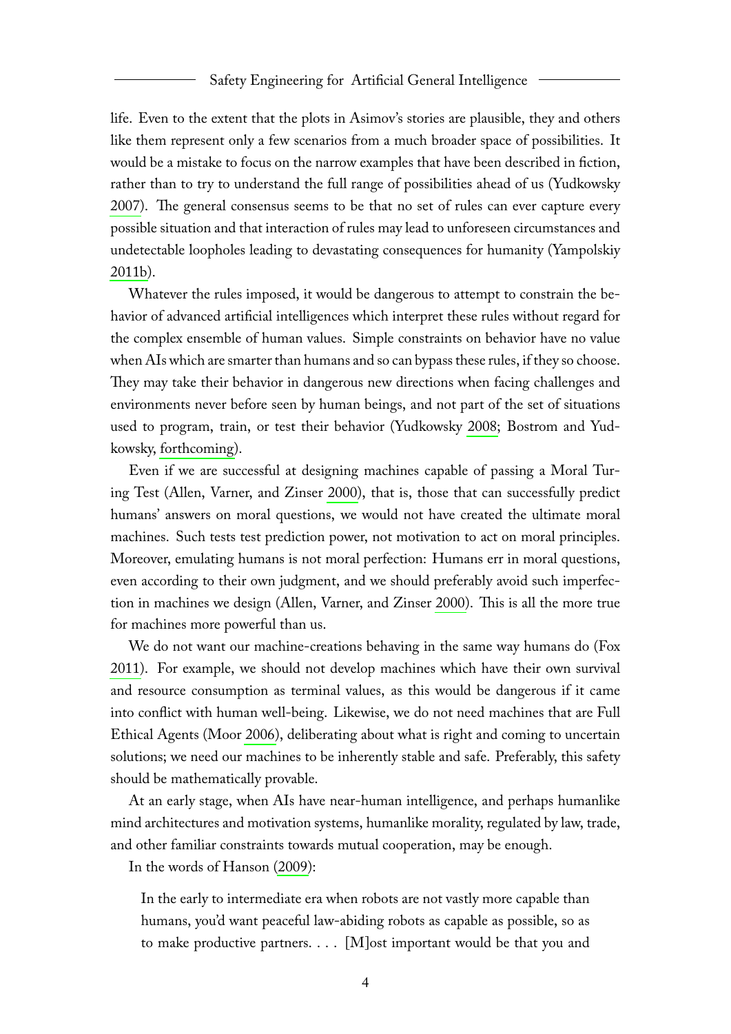life. Even to the extent that the plots in Asimov's stories are plausible, they and others like them represent only a few scenarios from a much broader space of possibilities. It would be a mistake to focus on the narrow examples that have been described in fiction, rather than to try to understand the full range of possibilities ahead of us (Yudkowsky 2007). The general consensus seems to be that no set of rules can ever capture every possible situation and that interaction of rules may lead to unforeseen circumstances and undetectable loopholes leading to devastating consequences for humanity (Yampolskiy 2011b).

Whatever the rules imposed, it would be dangerous to attempt to constrain the behavior of advanced artificial intelligences which interpret these rules without regard for the complex ensemble of human values. Simple constraints on behavior have no value when AIs which are smarter than humans and so can bypass these rules, if they so choose. They may take their behavior in dangerous new directions when facing challenges and environments never before seen by human beings, and not part of the set of situations used to program, train, or test their behavior (Yudkowsky 2008; Bostrom and Yudkowsky, forthcoming).

Even if we are successful at designing machines capable of passing a Moral Turing Test (Allen, Varner, and Zinser 2000), that is, those that can successfully predict humans' answers on moral questions, we would not have created the ultimate moral machines. Such tests test prediction power, not motivation to act on moral principles. Moreover, emulating humans is not moral perfection: Humans err in moral questions, even according to their own judgment, and we should preferably avoid such imperfection in machines we design (Allen, Varner, and Zinser 2000). This is all the more true for machines more powerful than us.

We do not want our machine-creations behaving in the same way humans do (Fox 2011). For example, we should not develop machines which have their own survival and resource consumption as terminal values, as this would be dangerous if it came into conflict with human well-being. Likewise, we do not need machines that are Full Ethical Agents (Moor 2006), deliberating about what is right and coming to uncertain solutions; we need our machines to be inherently stable and safe. Preferably, this safety should be mathematically provable.

At an early stage, when AIs have near-human intelligence, and perhaps humanlike mind architectures and motivation systems, humanlike morality, regulated by law, trade, and other familiar constraints towards mutual cooperation, may be enough.

In the words of Hanson (2009):

> In the early to intermediate era when robots are not vastly more capable than humans, you'd want peaceful law-abiding robots as capable as possible, so as to make productive partners. . . . [M]ost important would be that you and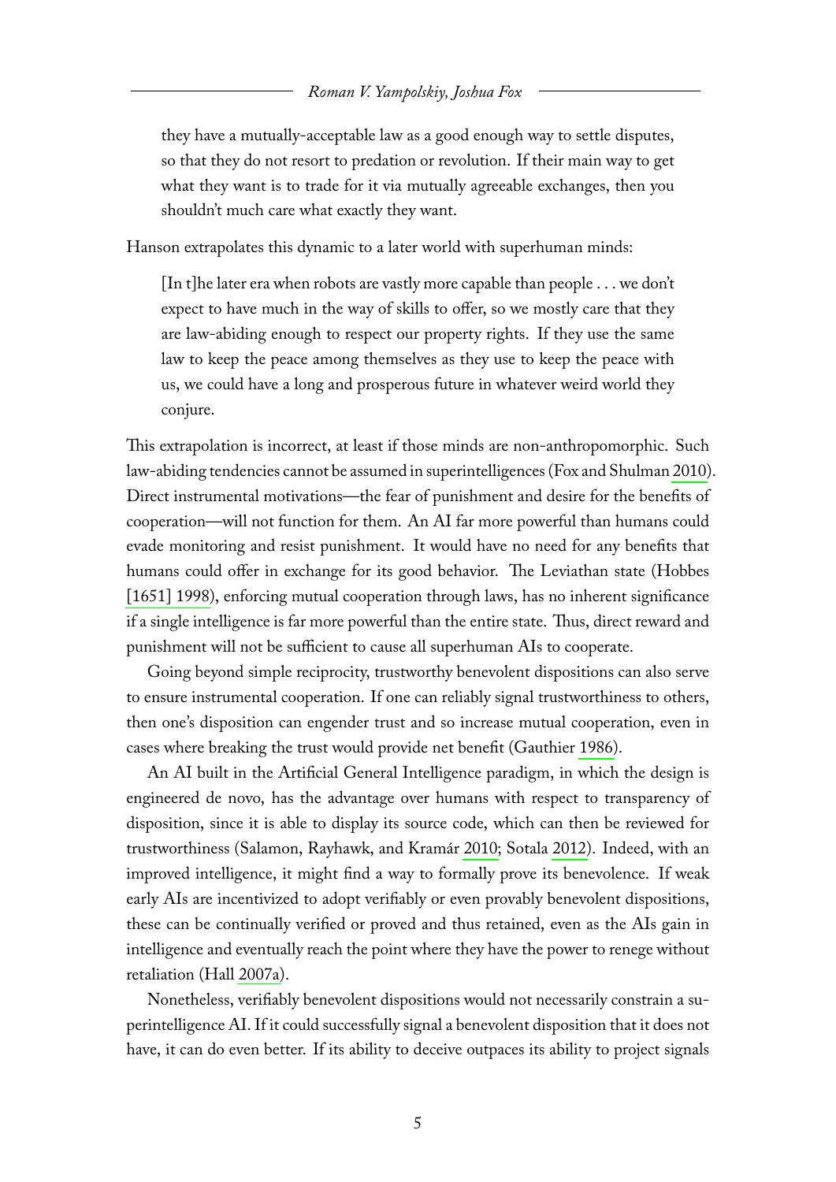> they have a mutually-acceptable law as a good enough way to settle disputes, so that they do not resort to predation or revolution. If their main way to get what they want is to trade for it via mutually agreeable exchanges, then you shouldn't much care what exactly they want.

Hanson extrapolates this dynamic to a later world with superhuman minds:

> [In t]he later era when robots are vastly more capable than people . . . we don't expect to have much in the way of skills to offer, so we mostly care that they are law-abiding enough to respect our property rights. If they use the same law to keep the peace among themselves as they use to keep the peace with us, we could have a long and prosperous future in whatever weird world they conjure.

This extrapolation is incorrect, at least if those minds are non-anthropomorphic. Such law-abiding tendencies cannot be assumed in superintelligences (Fox and Shulman 2010). Direct instrumental motivations—the fear of punishment and desire for the benefits of cooperation—will not function for them. An AI far more powerful than humans could evade monitoring and resist punishment. It would have no need for any benefits that humans could offer in exchange for its good behavior. The Leviathan state (Hobbes [1651] 1998), enforcing mutual cooperation through laws, has no inherent significance if a single intelligence is far more powerful than the entire state. Thus, direct reward and punishment will not be sufficient to cause all superhuman AIs to cooperate.

Going beyond simple reciprocity, trustworthy benevolent dispositions can also serve to ensure instrumental cooperation. If one can reliably signal trustworthiness to others, then one's disposition can engender trust and so increase mutual cooperation, even in cases where breaking the trust would provide net benefit (Gauthier 1986).

An AI built in the Artificial General Intelligence paradigm, in which the design is engineered de novo, has the advantage over humans with respect to transparency of disposition, since it is able to display its source code, which can then be reviewed for trustworthiness (Salamon, Rayhawk, and Kramár 2010; Sotala 2012). Indeed, with an improved intelligence, it might find a way to formally prove its benevolence. If weak early AIs are incentivized to adopt verifiably or even provably benevolent dispositions, these can be continually verified or proved and thus retained, even as the AIs gain in intelligence and eventually reach the point where they have the power to renege without retaliation (Hall 2007a).

Nonetheless, verifiably benevolent dispositions would not necessarily constrain a superintelligence AI. If it could successfully signal a benevolent disposition that it does not have, it can do even better. If its ability to deceive outpaces its ability to project signals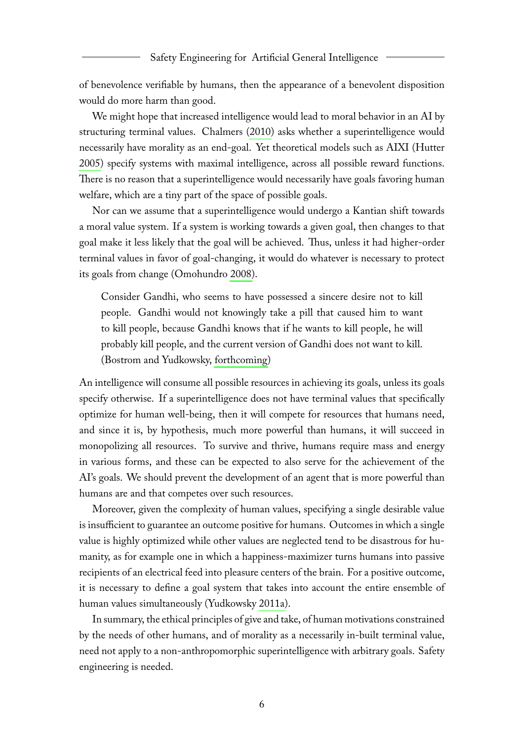of benevolence verifiable by humans, then the appearance of a benevolent disposition would do more harm than good.

We might hope that increased intelligence would lead to moral behavior in an AI by structuring terminal values. Chalmers (2010) asks whether a superintelligence would necessarily have morality as an end-goal. Yet theoretical models such as AIXI (Hutter 2005) specify systems with maximal intelligence, across all possible reward functions. There is no reason that a superintelligence would necessarily have goals favoring human welfare, which are a tiny part of the space of possible goals.

Nor can we assume that a superintelligence would undergo a Kantian shift towards a moral value system. If a system is working towards a given goal, then changes to that goal make it less likely that the goal will be achieved. Thus, unless it had higher-order terminal values in favor of goal-changing, it would do whatever is necessary to protect its goals from change (Omohundro 2008).

> Consider Gandhi, who seems to have possessed a sincere desire not to kill people. Gandhi would not knowingly take a pill that caused him to want to kill people, because Gandhi knows that if he wants to kill people, he will probably kill people, and the current version of Gandhi does not want to kill. (Bostrom and Yudkowsky, forthcoming)

An intelligence will consume all possible resources in achieving its goals, unless its goals specify otherwise. If a superintelligence does not have terminal values that specifically optimize for human well-being, then it will compete for resources that humans need, and since it is, by hypothesis, much more powerful than humans, it will succeed in monopolizing all resources. To survive and thrive, humans require mass and energy in various forms, and these can be expected to also serve for the achievement of the AI's goals. We should prevent the development of an agent that is more powerful than humans are and that competes over such resources.

Moreover, given the complexity of human values, specifying a single desirable value is insufficient to guarantee an outcome positive for humans. Outcomes in which a single value is highly optimized while other values are neglected tend to be disastrous for humanity, as for example one in which a happiness-maximizer turns humans into passive recipients of an electrical feed into pleasure centers of the brain. For a positive outcome, it is necessary to define a goal system that takes into account the entire ensemble of human values simultaneously (Yudkowsky 2011a).

In summary, the ethical principles of give and take, of human motivations constrained by the needs of other humans, and of morality as a necessarily in-built terminal value, need not apply to a non-anthropomorphic superintelligence with arbitrary goals. Safety engineering is needed.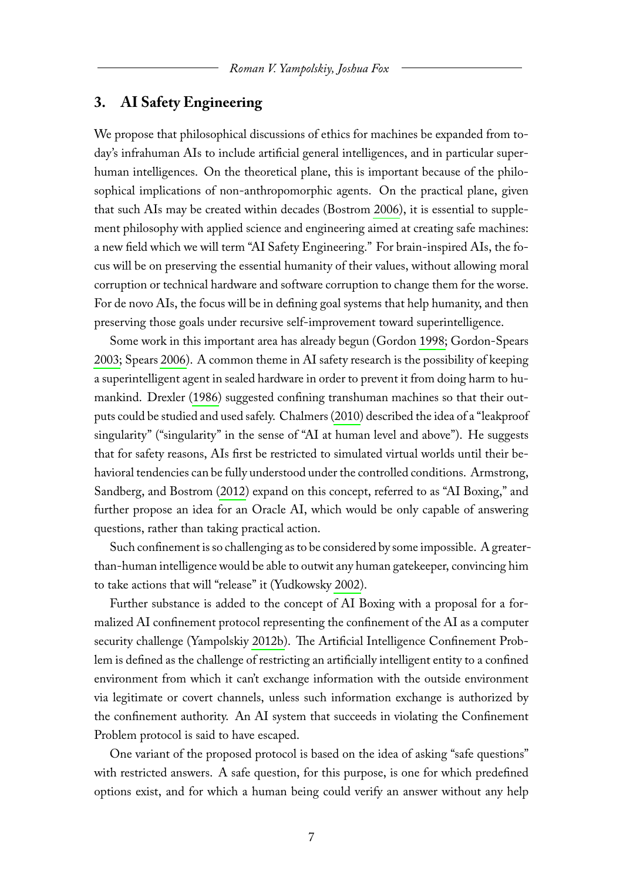## 3. AI Safety Engineering

We propose that philosophical discussions of ethics for machines be expanded from today's infrahuman AIs to include artificial general intelligences, and in particular superhuman intelligences. On the theoretical plane, this is important because of the philosophical implications of non-anthropomorphic agents. On the practical plane, given that such AIs may be created within decades (Bostrom 2006), it is essential to supplement philosophy with applied science and engineering aimed at creating safe machines: a new field which we will term "AI Safety Engineering." For brain-inspired AIs, the focus will be on preserving the essential humanity of their values, without allowing moral corruption or technical hardware and software corruption to change them for the worse. For de novo AIs, the focus will be in defining goal systems that help humanity, and then preserving those goals under recursive self-improvement toward superintelligence.

Some work in this important area has already begun (Gordon 1998; Gordon-Spears 2003; Spears 2006). A common theme in AI safety research is the possibility of keeping a superintelligent agent in sealed hardware in order to prevent it from doing harm to humankind. Drexler (1986) suggested confining transhuman machines so that their outputs could be studied and used safely. Chalmers (2010) described the idea of a "leakproof singularity" ("singularity" in the sense of "AI at human level and above"). He suggests that for safety reasons, AIs first be restricted to simulated virtual worlds until their behavioral tendencies can be fully understood under the controlled conditions. Armstrong, Sandberg, and Bostrom (2012) expand on this concept, referred to as "AI Boxing," and further propose an idea for an Oracle AI, which would be only capable of answering questions, rather than taking practical action.

Such confinement is so challenging as to be considered by some impossible. A greater-than-human intelligence would be able to outwit any human gatekeeper, convincing him to take actions that will "release" it (Yudkowsky 2002).

Further substance is added to the concept of AI Boxing with a proposal for a formalized AI confinement protocol representing the confinement of the AI as a computer security challenge (Yampolskiy 2012b). The Artificial Intelligence Confinement Problem is defined as the challenge of restricting an artificially intelligent entity to a confined environment from which it can't exchange information with the outside environment via legitimate or covert channels, unless such information exchange is authorized by the confinement authority. An AI system that succeeds in violating the Confinement Problem protocol is said to have escaped.

One variant of the proposed protocol is based on the idea of asking "safe questions" with restricted answers. A safe question, for this purpose, is one for which predefined options exist, and for which a human being could verify an answer without any help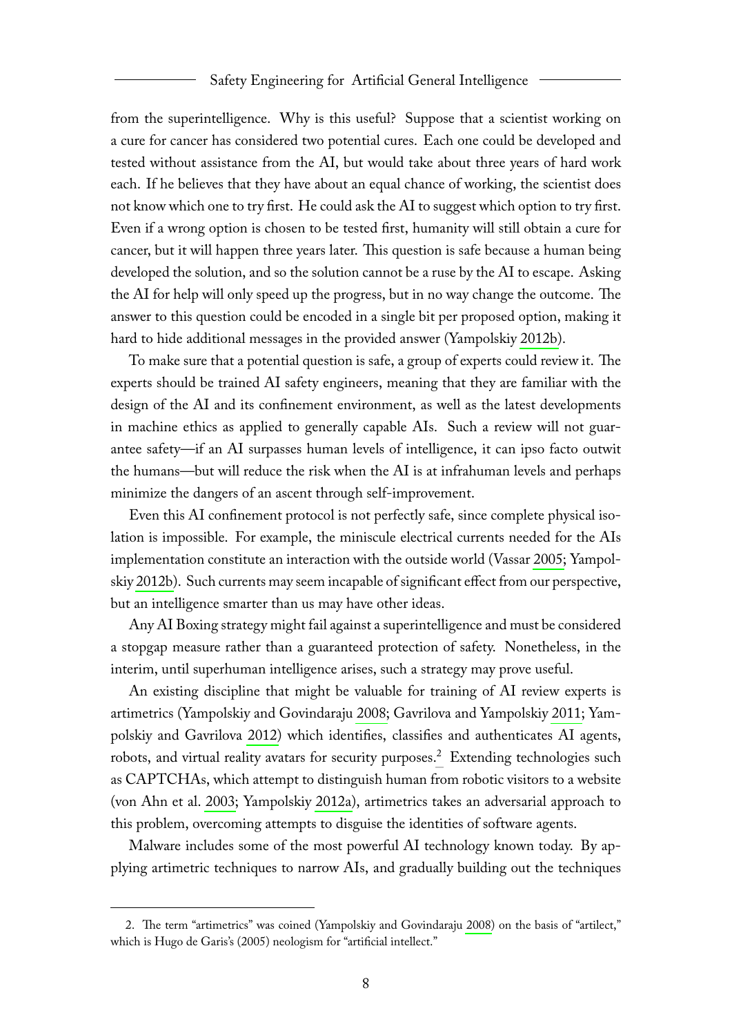from the superintelligence. Why is this useful? Suppose that a scientist working on a cure for cancer has considered two potential cures. Each one could be developed and tested without assistance from the AI, but would take about three years of hard work each. If he believes that they have about an equal chance of working, the scientist does not know which one to try first. He could ask the AI to suggest which option to try first. Even if a wrong option is chosen to be tested first, humanity will still obtain a cure for cancer, but it will happen three years later. This question is safe because a human being developed the solution, and so the solution cannot be a ruse by the AI to escape. Asking the AI for help will only speed up the progress, but in no way change the outcome. The answer to this question could be encoded in a single bit per proposed option, making it hard to hide additional messages in the provided answer (Yampolskiy 2012b).

To make sure that a potential question is safe, a group of experts could review it. The experts should be trained AI safety engineers, meaning that they are familiar with the design of the AI and its confinement environment, as well as the latest developments in machine ethics as applied to generally capable AIs. Such a review will not guarantee safety—if an AI surpasses human levels of intelligence, it can ipso facto outwit the humans—but will reduce the risk when the AI is at infrahuman levels and perhaps minimize the dangers of an ascent through self-improvement.

Even this AI confinement protocol is not perfectly safe, since complete physical isolation is impossible. For example, the miniscule electrical currents needed for the AIs implementation constitute an interaction with the outside world (Vassar 2005; Yampolskiy 2012b). Such currents may seem incapable of significant effect from our perspective, but an intelligence smarter than us may have other ideas.

Any AI Boxing strategy might fail against a superintelligence and must be considered a stopgap measure rather than a guaranteed protection of safety. Nonetheless, in the interim, until superhuman intelligence arises, such a strategy may prove useful.

An existing discipline that might be valuable for training of AI review experts is artimetrics (Yampolskiy and Govindaraju 2008; Gavrilova and Yampolskiy 2011; Yampolskiy and Gavrilova 2012) which identifies, classifies and authenticates AI agents, robots, and virtual reality avatars for security purposes.[2] Extending technologies such as CAPTCHAs, which attempt to distinguish human from robotic visitors to a website (von Ahn et al. 2003; Yampolskiy 2012a), artimetrics takes an adversarial approach to this problem, overcoming attempts to disguise the identities of software agents.

Malware includes some of the most powerful AI technology known today. By applying artimetric techniques to narrow AIs, and gradually building out the techniques

2. The term "artimetrics" was coined (Yampolskiy and Govindaraju 2008) on the basis of "artilect," which is Hugo de Garis's (2005) neologism for "artificial intellect."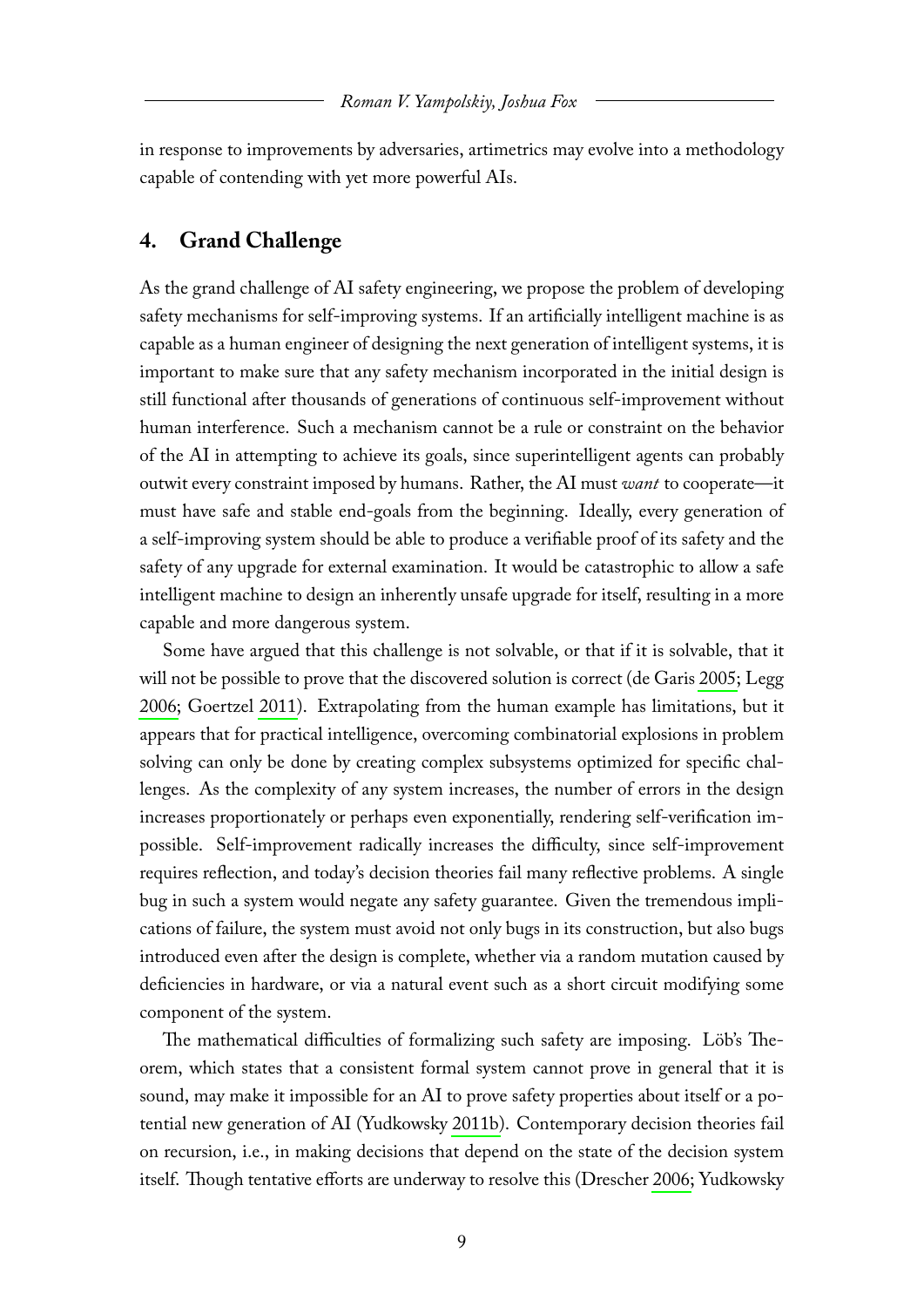in response to improvements by adversaries, artimetrics may evolve into a methodology capable of contending with yet more powerful AIs.

## 4. Grand Challenge

As the grand challenge of AI safety engineering, we propose the problem of developing safety mechanisms for self-improving systems. If an artificially intelligent machine is as capable as a human engineer of designing the next generation of intelligent systems, it is important to make sure that any safety mechanism incorporated in the initial design is still functional after thousands of generations of continuous self-improvement without human interference. Such a mechanism cannot be a rule or constraint on the behavior of the AI in attempting to achieve its goals, since superintelligent agents can probably outwit every constraint imposed by humans. Rather, the AI must *want* to cooperate—it must have safe and stable end-goals from the beginning. Ideally, every generation of a self-improving system should be able to produce a verifiable proof of its safety and the safety of any upgrade for external examination. It would be catastrophic to allow a safe intelligent machine to design an inherently unsafe upgrade for itself, resulting in a more capable and more dangerous system.

Some have argued that this challenge is not solvable, or that if it is solvable, that it will not be possible to prove that the discovered solution is correct (de Garis 2005; Legg 2006; Goertzel 2011). Extrapolating from the human example has limitations, but it appears that for practical intelligence, overcoming combinatorial explosions in problem solving can only be done by creating complex subsystems optimized for specific challenges. As the complexity of any system increases, the number of errors in the design increases proportionately or perhaps even exponentially, rendering self-verification impossible. Self-improvement radically increases the difficulty, since self-improvement requires reflection, and today's decision theories fail many reflective problems. A single bug in such a system would negate any safety guarantee. Given the tremendous implications of failure, the system must avoid not only bugs in its construction, but also bugs introduced even after the design is complete, whether via a random mutation caused by deficiencies in hardware, or via a natural event such as a short circuit modifying some component of the system.

The mathematical difficulties of formalizing such safety are imposing. Löb's Theorem, which states that a consistent formal system cannot prove in general that it is sound, may make it impossible for an AI to prove safety properties about itself or a potential new generation of AI (Yudkowsky 2011b). Contemporary decision theories fail on recursion, i.e., in making decisions that depend on the state of the decision system itself. Though tentative efforts are underway to resolve this (Drescher 2006; Yudkowsky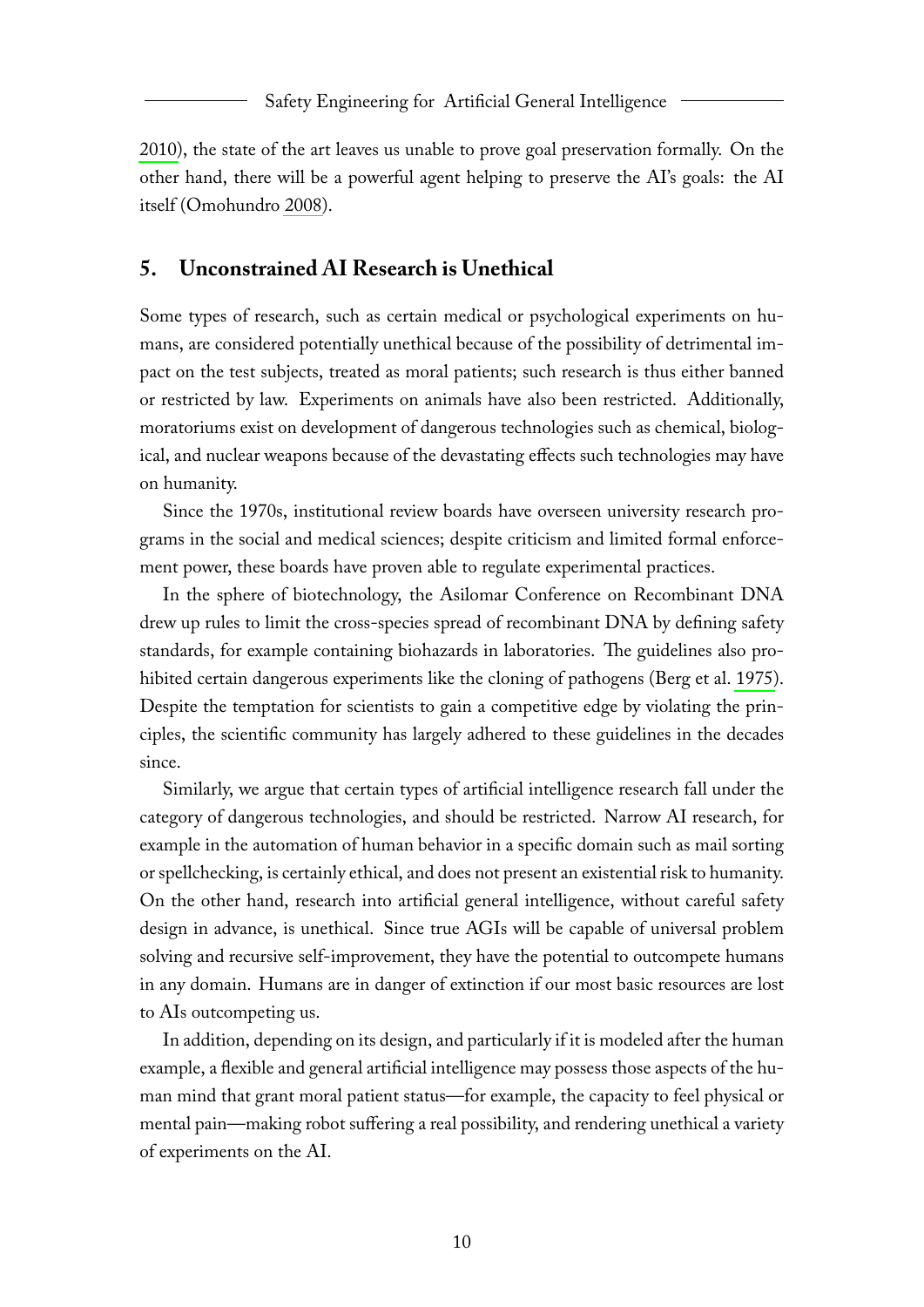2010), the state of the art leaves us unable to prove goal preservation formally. On the other hand, there will be a powerful agent helping to preserve the AI's goals: the AI itself (Omohundro 2008).

## 5. Unconstrained AI Research is Unethical

Some types of research, such as certain medical or psychological experiments on humans, are considered potentially unethical because of the possibility of detrimental impact on the test subjects, treated as moral patients; such research is thus either banned or restricted by law. Experiments on animals have also been restricted. Additionally, moratoriums exist on development of dangerous technologies such as chemical, biological, and nuclear weapons because of the devastating effects such technologies may have on humanity.

Since the 1970s, institutional review boards have overseen university research programs in the social and medical sciences; despite criticism and limited formal enforcement power, these boards have proven able to regulate experimental practices.

In the sphere of biotechnology, the Asilomar Conference on Recombinant DNA drew up rules to limit the cross-species spread of recombinant DNA by defining safety standards, for example containing biohazards in laboratories. The guidelines also prohibited certain dangerous experiments like the cloning of pathogens (Berg et al. 1975). Despite the temptation for scientists to gain a competitive edge by violating the principles, the scientific community has largely adhered to these guidelines in the decades since.

Similarly, we argue that certain types of artificial intelligence research fall under the category of dangerous technologies, and should be restricted. Narrow AI research, for example in the automation of human behavior in a specific domain such as mail sorting or spellchecking, is certainly ethical, and does not present an existential risk to humanity. On the other hand, research into artificial general intelligence, without careful safety design in advance, is unethical. Since true AGIs will be capable of universal problem solving and recursive self-improvement, they have the potential to outcompete humans in any domain. Humans are in danger of extinction if our most basic resources are lost to AIs outcompeting us.

In addition, depending on its design, and particularly if it is modeled after the human example, a flexible and general artificial intelligence may possess those aspects of the human mind that grant moral patient status—for example, the capacity to feel physical or mental pain—making robot suffering a real possibility, and rendering unethical a variety of experiments on the AI.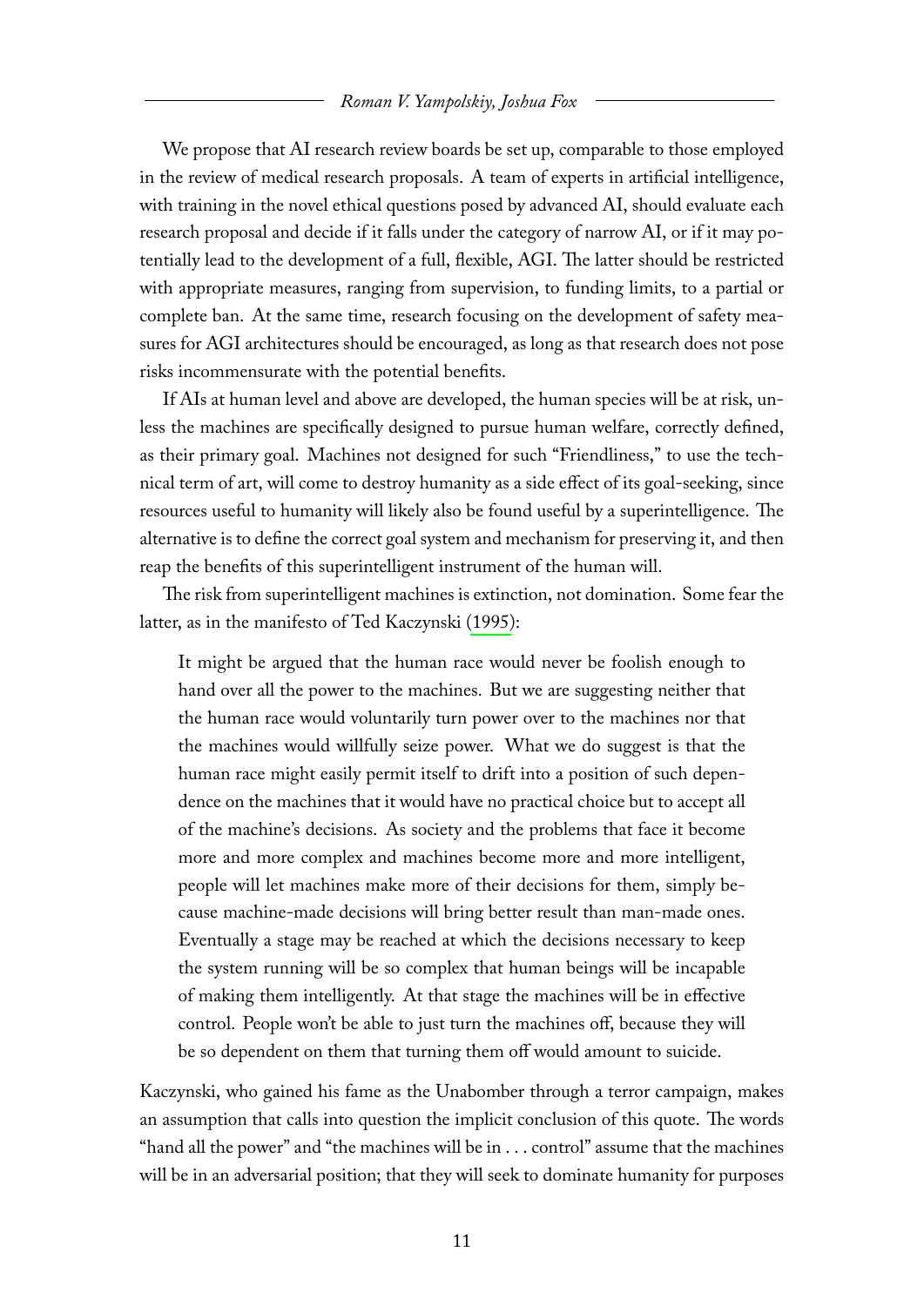We propose that AI research review boards be set up, comparable to those employed in the review of medical research proposals. A team of experts in artificial intelligence, with training in the novel ethical questions posed by advanced AI, should evaluate each research proposal and decide if it falls under the category of narrow AI, or if it may potentially lead to the development of a full, flexible, AGI. The latter should be restricted with appropriate measures, ranging from supervision, to funding limits, to a partial or complete ban. At the same time, research focusing on the development of safety measures for AGI architectures should be encouraged, as long as that research does not pose risks incommensurate with the potential benefits.

If AIs at human level and above are developed, the human species will be at risk, unless the machines are specifically designed to pursue human welfare, correctly defined, as their primary goal. Machines not designed for such "Friendliness," to use the technical term of art, will come to destroy humanity as a side effect of its goal-seeking, since resources useful to humanity will likely also be found useful by a superintelligence. The alternative is to define the correct goal system and mechanism for preserving it, and then reap the benefits of this superintelligent instrument of the human will.

The risk from superintelligent machines is extinction, not domination. Some fear the latter, as in the manifesto of Ted Kaczynski (1995):

> It might be argued that the human race would never be foolish enough to hand over all the power to the machines. But we are suggesting neither that the human race would voluntarily turn power over to the machines nor that the machines would willfully seize power. What we do suggest is that the human race might easily permit itself to drift into a position of such dependence on the machines that it would have no practical choice but to accept all of the machine's decisions. As society and the problems that face it become more and more complex and machines become more and more intelligent, people will let machines make more of their decisions for them, simply because machine-made decisions will bring better result than man-made ones. Eventually a stage may be reached at which the decisions necessary to keep the system running will be so complex that human beings will be incapable of making them intelligently. At that stage the machines will be in effective control. People won't be able to just turn the machines off, because they will be so dependent on them that turning them off would amount to suicide.

Kaczynski, who gained his fame as the Unabomber through a terror campaign, makes an assumption that calls into question the implicit conclusion of this quote. The words "hand all the power" and "the machines will be in . . . control" assume that the machines will be in an adversarial position; that they will seek to dominate humanity for purposes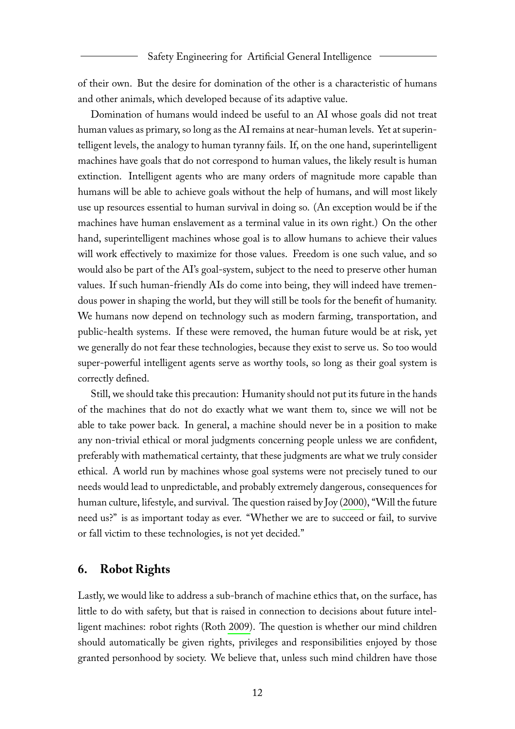of their own. But the desire for domination of the other is a characteristic of humans and other animals, which developed because of its adaptive value.

Domination of humans would indeed be useful to an AI whose goals did not treat human values as primary, so long as the AI remains at near-human levels. Yet at superintelligent levels, the analogy to human tyranny fails. If, on the one hand, superintelligent machines have goals that do not correspond to human values, the likely result is human extinction. Intelligent agents who are many orders of magnitude more capable than humans will be able to achieve goals without the help of humans, and will most likely use up resources essential to human survival in doing so. (An exception would be if the machines have human enslavement as a terminal value in its own right.) On the other hand, superintelligent machines whose goal is to allow humans to achieve their values will work effectively to maximize for those values. Freedom is one such value, and so would also be part of the AI's goal-system, subject to the need to preserve other human values. If such human-friendly AIs do come into being, they will indeed have tremendous power in shaping the world, but they will still be tools for the benefit of humanity. We humans now depend on technology such as modern farming, transportation, and public-health systems. If these were removed, the human future would be at risk, yet we generally do not fear these technologies, because they exist to serve us. So too would super-powerful intelligent agents serve as worthy tools, so long as their goal system is correctly defined.

Still, we should take this precaution: Humanity should not put its future in the hands of the machines that do not do exactly what we want them to, since we will not be able to take power back. In general, a machine should never be in a position to make any non-trivial ethical or moral judgments concerning people unless we are confident, preferably with mathematical certainty, that these judgments are what we truly consider ethical. A world run by machines whose goal systems were not precisely tuned to our needs would lead to unpredictable, and probably extremely dangerous, consequences for human culture, lifestyle, and survival. The question raised by Joy (2000), "Will the future need us?" is as important today as ever. "Whether we are to succeed or fail, to survive or fall victim to these technologies, is not yet decided."

## 6. Robot Rights

Lastly, we would like to address a sub-branch of machine ethics that, on the surface, has little to do with safety, but that is raised in connection to decisions about future intelligent machines: robot rights (Roth 2009). The question is whether our mind children should automatically be given rights, privileges and responsibilities enjoyed by those granted personhood by society. We believe that, unless such mind children have those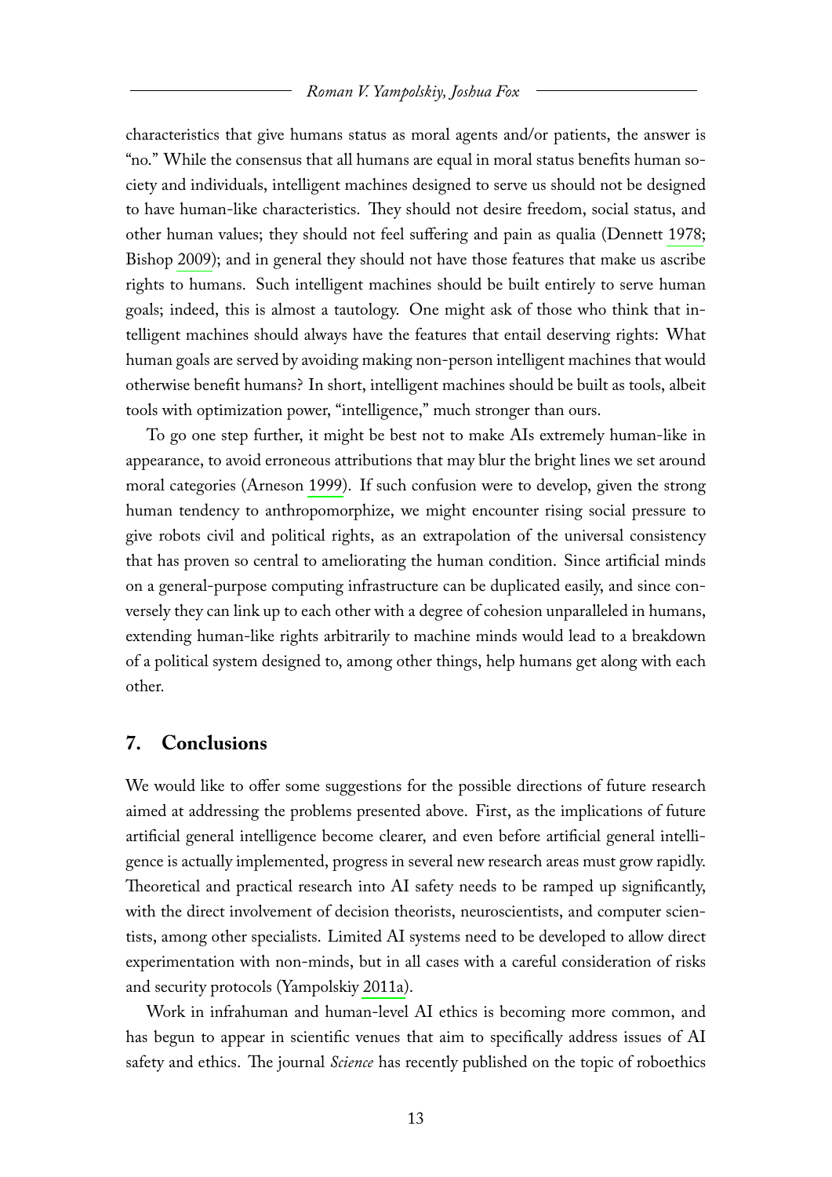characteristics that give humans status as moral agents and/or patients, the answer is "no." While the consensus that all humans are equal in moral status benefits human society and individuals, intelligent machines designed to serve us should not be designed to have human-like characteristics. They should not desire freedom, social status, and other human values; they should not feel suffering and pain as qualia (Dennett 1978; Bishop 2009); and in general they should not have those features that make us ascribe rights to humans. Such intelligent machines should be built entirely to serve human goals; indeed, this is almost a tautology. One might ask of those who think that intelligent machines should always have the features that entail deserving rights: What human goals are served by avoiding making non-person intelligent machines that would otherwise benefit humans? In short, intelligent machines should be built as tools, albeit tools with optimization power, "intelligence," much stronger than ours.

To go one step further, it might be best not to make AIs extremely human-like in appearance, to avoid erroneous attributions that may blur the bright lines we set around moral categories (Arneson 1999). If such confusion were to develop, given the strong human tendency to anthropomorphize, we might encounter rising social pressure to give robots civil and political rights, as an extrapolation of the universal consistency that has proven so central to ameliorating the human condition. Since artificial minds on a general-purpose computing infrastructure can be duplicated easily, and since conversely they can link up to each other with a degree of cohesion unparalleled in humans, extending human-like rights arbitrarily to machine minds would lead to a breakdown of a political system designed to, among other things, help humans get along with each other.

## 7. Conclusions

We would like to offer some suggestions for the possible directions of future research aimed at addressing the problems presented above. First, as the implications of future artificial general intelligence become clearer, and even before artificial general intelligence is actually implemented, progress in several new research areas must grow rapidly. Theoretical and practical research into AI safety needs to be ramped up significantly, with the direct involvement of decision theorists, neuroscientists, and computer scientists, among other specialists. Limited AI systems need to be developed to allow direct experimentation with non-minds, but in all cases with a careful consideration of risks and security protocols (Yampolskiy 2011a).

Work in infrahuman and human-level AI ethics is becoming more common, and has begun to appear in scientific venues that aim to specifically address issues of AI safety and ethics. The journal *Science* has recently published on the topic of roboethics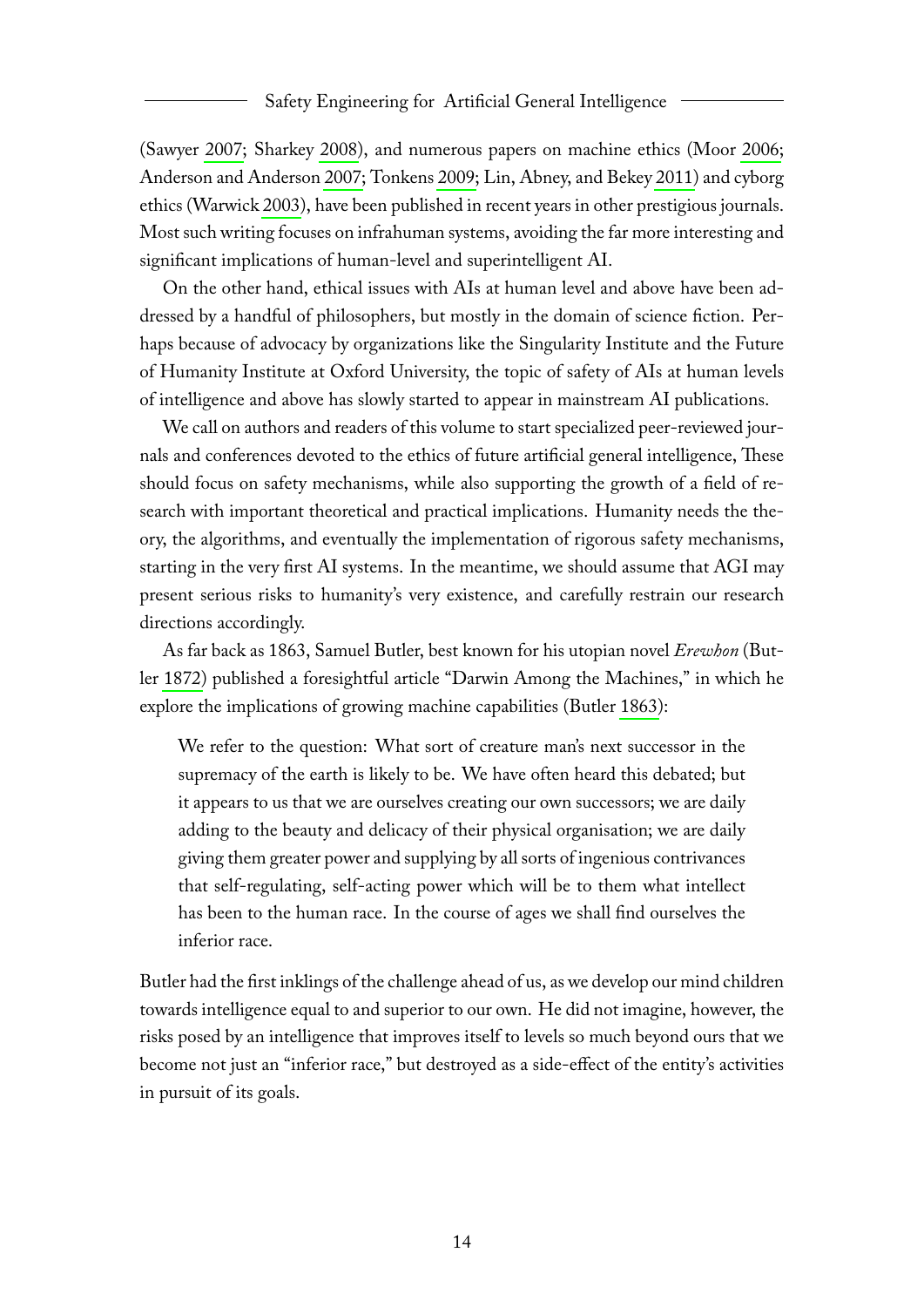(Sawyer 2007; Sharkey 2008), and numerous papers on machine ethics (Moor 2006; Anderson and Anderson 2007; Tonkens 2009; Lin, Abney, and Bekey 2011) and cyborg ethics (Warwick 2003), have been published in recent years in other prestigious journals. Most such writing focuses on infrahuman systems, avoiding the far more interesting and significant implications of human-level and superintelligent AI.

On the other hand, ethical issues with AIs at human level and above have been addressed by a handful of philosophers, but mostly in the domain of science fiction. Perhaps because of advocacy by organizations like the Singularity Institute and the Future of Humanity Institute at Oxford University, the topic of safety of AIs at human levels of intelligence and above has slowly started to appear in mainstream AI publications.

We call on authors and readers of this volume to start specialized peer-reviewed journals and conferences devoted to the ethics of future artificial general intelligence, These should focus on safety mechanisms, while also supporting the growth of a field of research with important theoretical and practical implications. Humanity needs the theory, the algorithms, and eventually the implementation of rigorous safety mechanisms, starting in the very first AI systems. In the meantime, we should assume that AGI may present serious risks to humanity's very existence, and carefully restrain our research directions accordingly.

As far back as 1863, Samuel Butler, best known for his utopian novel *Erewhon* (Butler 1872) published a foresightful article "Darwin Among the Machines," in which he explore the implications of growing machine capabilities (Butler 1863):

> We refer to the question: What sort of creature man's next successor in the supremacy of the earth is likely to be. We have often heard this debated; but it appears to us that we are ourselves creating our own successors; we are daily adding to the beauty and delicacy of their physical organisation; we are daily giving them greater power and supplying by all sorts of ingenious contrivances that self-regulating, self-acting power which will be to them what intellect has been to the human race. In the course of ages we shall find ourselves the inferior race.

Butler had the first inklings of the challenge ahead of us, as we develop our mind children towards intelligence equal to and superior to our own. He did not imagine, however, the risks posed by an intelligence that improves itself to levels so much beyond ours that we become not just an "inferior race," but destroyed as a side-effect of the entity's activities in pursuit of its goals.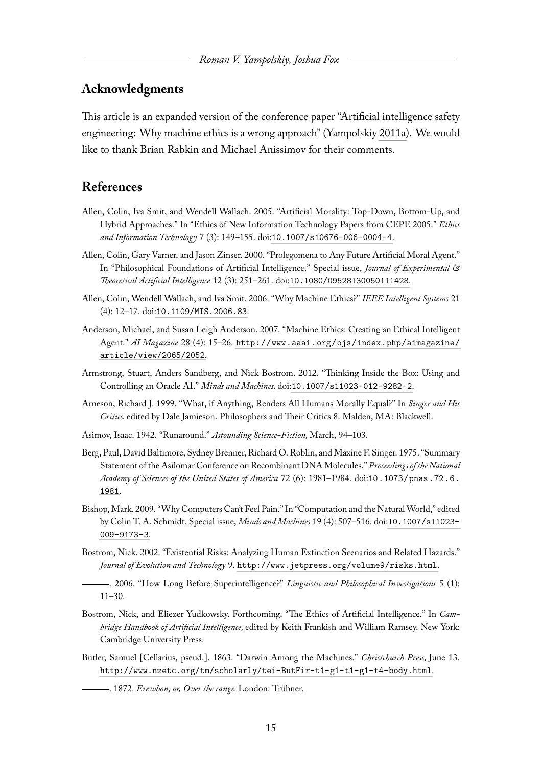## Acknowledgments

This article is an expanded version of the conference paper "Artificial intelligence safety engineering: Why machine ethics is a wrong approach" (Yampolskiy 2011a). We would like to thank Brian Rabkin and Michael Anissimov for their comments.

## References

Allen, Colin, Iva Smit, and Wendell Wallach. 2005. "Artificial Morality: Top-Down, Bottom-Up, and Hybrid Approaches." In "Ethics of New Information Technology Papers from CEPE 2005." *Ethics and Information Technology* 7 (3): 149–155. doi:10.1007/s10676-006-0004-4.

Allen, Colin, Gary Varner, and Jason Zinser. 2000. "Prolegomena to Any Future Artificial Moral Agent." In "Philosophical Foundations of Artificial Intelligence." Special issue, *Journal of Experimental & Theoretical Artificial Intelligence* 12 (3): 251–261. doi:10.1080/09528130050111428.

Allen, Colin, Wendell Wallach, and Iva Smit. 2006. "Why Machine Ethics?" *IEEE Intelligent Systems* 21 (4): 12–17. doi:10.1109/MIS.2006.83.

Anderson, Michael, and Susan Leigh Anderson. 2007. "Machine Ethics: Creating an Ethical Intelligent Agent." *AI Magazine* 28 (4): 15–26. http://www.aaai.org/ojs/index.php/aimagazine/article/view/2065/2052.

Armstrong, Stuart, Anders Sandberg, and Nick Bostrom. 2012. "Thinking Inside the Box: Using and Controlling an Oracle AI." *Minds and Machines.* doi:10.1007/s11023-012-9282-2.

Arneson, Richard J. 1999. "What, if Anything, Renders All Humans Morally Equal?" In *Singer and His Critics,* edited by Dale Jamieson. Philosophers and Their Critics 8. Malden, MA: Blackwell.

Asimov, Isaac. 1942. "Runaround." *Astounding Science-Fiction,* March, 94–103.

Berg, Paul, David Baltimore, Sydney Brenner, Richard O. Roblin, and Maxine F. Singer. 1975. "Summary Statement of the Asilomar Conference on Recombinant DNA Molecules." *Proceedings of the National Academy of Sciences of the United States of America* 72 (6): 1981–1984. doi:10.1073/pnas.72.6.1981.

Bishop, Mark. 2009. "Why Computers Can't Feel Pain." In "Computation and the Natural World," edited by Colin T. A. Schmidt. Special issue, *Minds and Machines* 19 (4): 507–516. doi:10.1007/s11023-009-9173-3.

Bostrom, Nick. 2002. "Existential Risks: Analyzing Human Extinction Scenarios and Related Hazards." *Journal of Evolution and Technology* 9. http://www.jetpress.org/volume9/risks.html.

———. 2006. "How Long Before Superintelligence?" *Linguistic and Philosophical Investigations* 5 (1): 11–30.

Bostrom, Nick, and Eliezer Yudkowsky. Forthcoming. "The Ethics of Artificial Intelligence." In *Cambridge Handbook of Artificial Intelligence,* edited by Keith Frankish and William Ramsey. New York: Cambridge University Press.

Butler, Samuel [Cellarius, pseud.]. 1863. "Darwin Among the Machines." *Christchurch Press,* June 13. http://www.nzetc.org/tm/scholarly/tei-ButFir-t1-g1-t1-g1-t4-body.html.

———. 1872. *Erewhon; or, Over the range.* London: Trübner.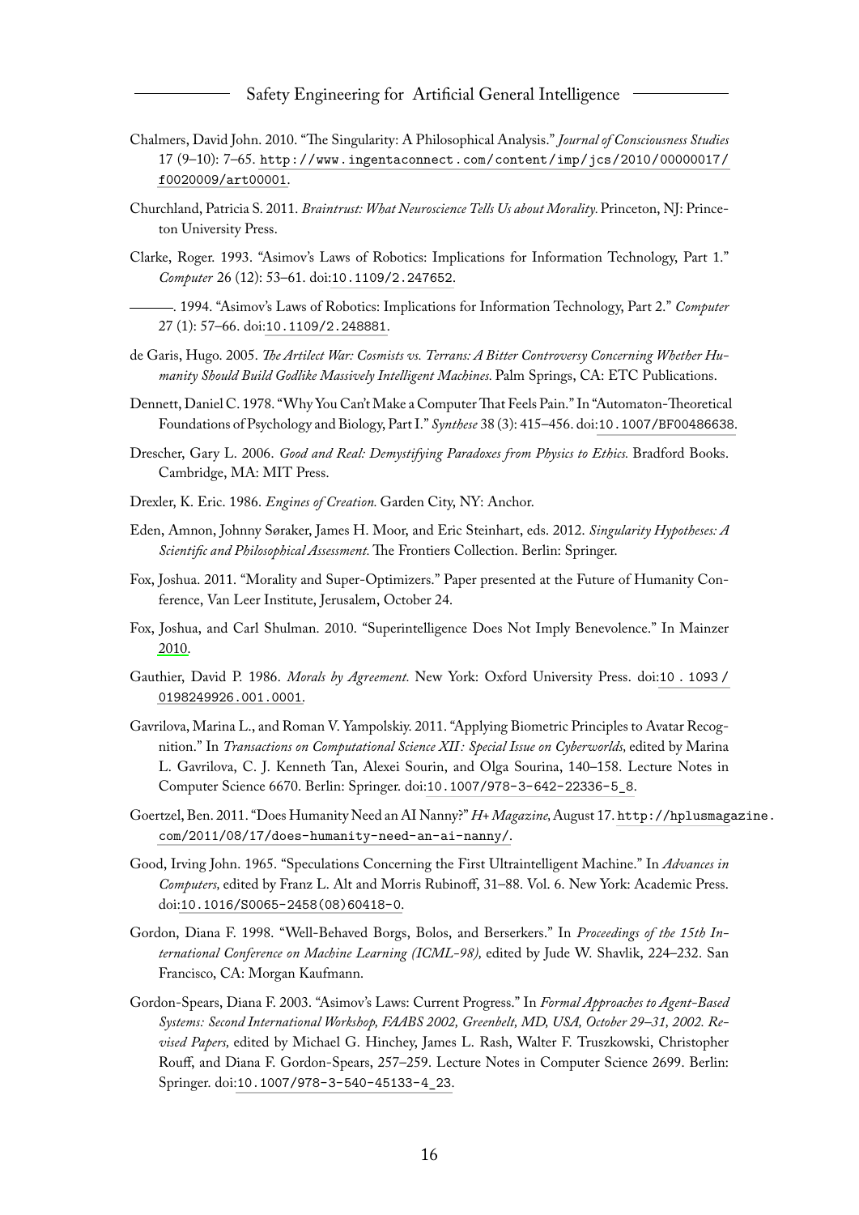Chalmers, David John. 2010. "The Singularity: A Philosophical Analysis." *Journal of Consciousness Studies* 17 (9–10): 7–65. http://www.ingentaconnect.com/content/imp/jcs/2010/00000017/f0020009/art00001.

Churchland, Patricia S. 2011. *Braintrust: What Neuroscience Tells Us about Morality.* Princeton, NJ: Princeton University Press.

Clarke, Roger. 1993. "Asimov's Laws of Robotics: Implications for Information Technology, Part 1." *Computer* 26 (12): 53–61. doi:10.1109/2.247652.

———. 1994. "Asimov's Laws of Robotics: Implications for Information Technology, Part 2." *Computer* 27 (1): 57–66. doi:10.1109/2.248881.

de Garis, Hugo. 2005. *The Artilect War: Cosmists vs. Terrans: A Bitter Controversy Concerning Whether Humanity Should Build Godlike Massively Intelligent Machines.* Palm Springs, CA: ETC Publications.

Dennett, Daniel C. 1978. "Why You Can't Make a Computer That Feels Pain." In "Automaton-Theoretical Foundations of Psychology and Biology, Part I." *Synthese* 38 (3): 415–456. doi:10.1007/BF00486638.

Drescher, Gary L. 2006. *Good and Real: Demystifying Paradoxes from Physics to Ethics.* Bradford Books. Cambridge, MA: MIT Press.

Drexler, K. Eric. 1986. *Engines of Creation.* Garden City, NY: Anchor.

Eden, Amnon, Johnny Søraker, James H. Moor, and Eric Steinhart, eds. 2012. *Singularity Hypotheses: A Scientific and Philosophical Assessment.* The Frontiers Collection. Berlin: Springer.

Fox, Joshua. 2011. "Morality and Super-Optimizers." Paper presented at the Future of Humanity Conference, Van Leer Institute, Jerusalem, October 24.

Fox, Joshua, and Carl Shulman. 2010. "Superintelligence Does Not Imply Benevolence." In Mainzer 2010.

Gauthier, David P. 1986. *Morals by Agreement.* New York: Oxford University Press. doi:10.1093/0198249926.001.0001.

Gavrilova, Marina L., and Roman V. Yampolskiy. 2011. "Applying Biometric Principles to Avatar Recognition." In *Transactions on Computational Science XII: Special Issue on Cyberworlds,* edited by Marina L. Gavrilova, C. J. Kenneth Tan, Alexei Sourin, and Olga Sourina, 140–158. Lecture Notes in Computer Science 6670. Berlin: Springer. doi:10.1007/978-3-642-22336-5_8.

Goertzel, Ben. 2011. "Does Humanity Need an AI Nanny?" *H+ Magazine,* August 17. http://hplusmagazine.com/2011/08/17/does-humanity-need-an-ai-nanny/.

Good, Irving John. 1965. "Speculations Concerning the First Ultraintelligent Machine." In *Advances in Computers,* edited by Franz L. Alt and Morris Rubinoff, 31–88. Vol. 6. New York: Academic Press. doi:10.1016/S0065-2458(08)60418-0.

Gordon, Diana F. 1998. "Well-Behaved Borgs, Bolos, and Berserkers." In *Proceedings of the 15th International Conference on Machine Learning (ICML-98),* edited by Jude W. Shavlik, 224–232. San Francisco, CA: Morgan Kaufmann.

Gordon-Spears, Diana F. 2003. "Asimov's Laws: Current Progress." In *Formal Approaches to Agent-Based Systems: Second International Workshop, FAABS 2002, Greenbelt, MD, USA, October 29–31, 2002. Revised Papers,* edited by Michael G. Hinchey, James L. Rash, Walter F. Truszkowski, Christopher Rouff, and Diana F. Gordon-Spears, 257–259. Lecture Notes in Computer Science 2699. Berlin: Springer. doi:10.1007/978-3-540-45133-4_23.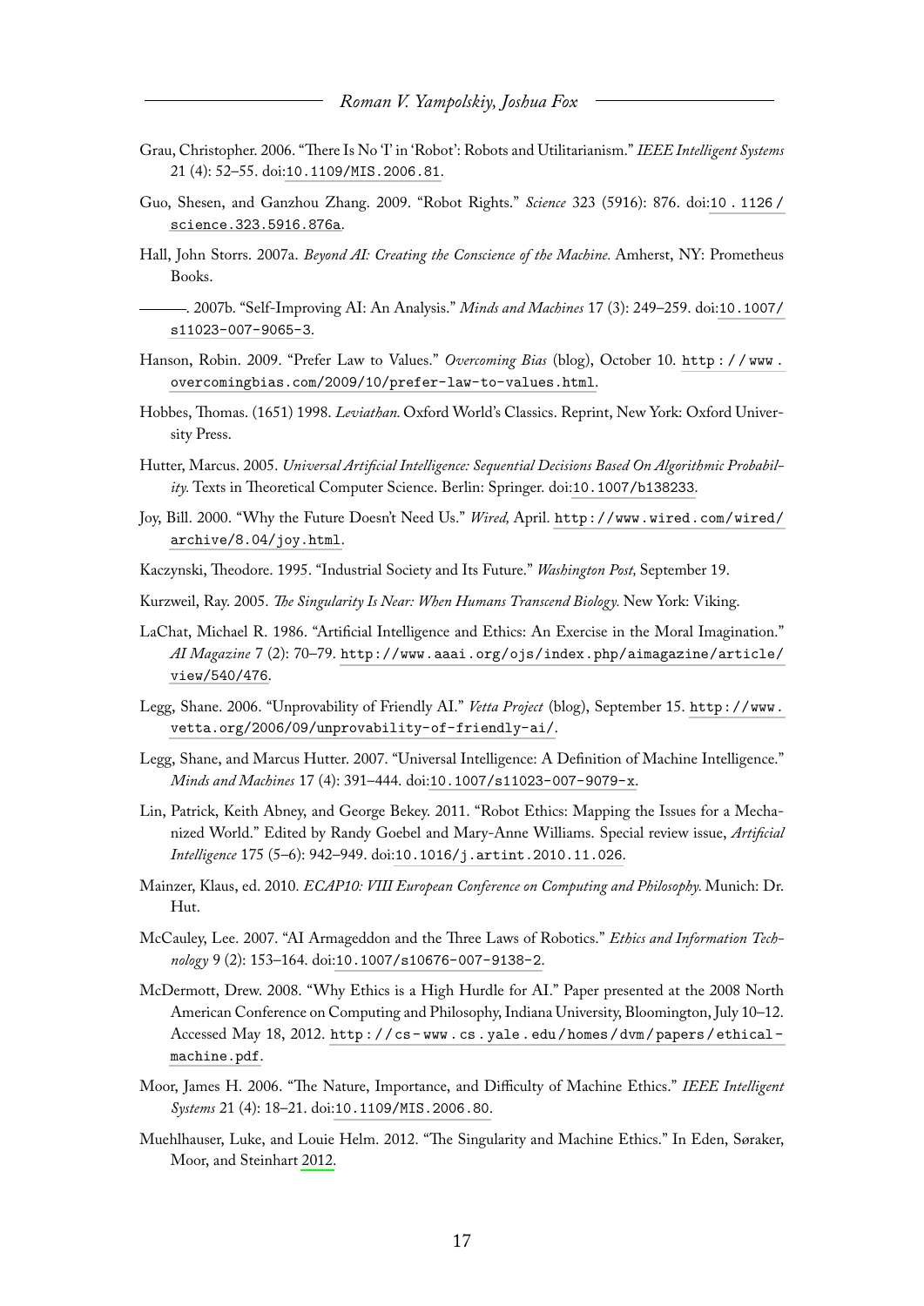Grau, Christopher. 2006. "There Is No 'I' in 'Robot': Robots and Utilitarianism." *IEEE Intelligent Systems* 21 (4): 52–55. doi:10.1109/MIS.2006.81.

Guo, Shesen, and Ganzhou Zhang. 2009. "Robot Rights." *Science* 323 (5916): 876. doi:10.1126/science.323.5916.876a.

Hall, John Storrs. 2007a. *Beyond AI: Creating the Conscience of the Machine.* Amherst, NY: Prometheus Books.

———. 2007b. "Self-Improving AI: An Analysis." *Minds and Machines* 17 (3): 249–259. doi:10.1007/s11023-007-9065-3.

Hanson, Robin. 2009. "Prefer Law to Values." *Overcoming Bias* (blog), October 10. http://www.overcomingbias.com/2009/10/prefer-law-to-values.html.

Hobbes, Thomas. (1651) 1998. *Leviathan.* Oxford World's Classics. Reprint, New York: Oxford University Press.

Hutter, Marcus. 2005. *Universal Artificial Intelligence: Sequential Decisions Based On Algorithmic Probability.* Texts in Theoretical Computer Science. Berlin: Springer. doi:10.1007/b138233.

Joy, Bill. 2000. "Why the Future Doesn't Need Us." *Wired,* April. http://www.wired.com/wired/archive/8.04/joy.html.

Kaczynski, Theodore. 1995. "Industrial Society and Its Future." *Washington Post,* September 19.

Kurzweil, Ray. 2005. *The Singularity Is Near: When Humans Transcend Biology.* New York: Viking.

LaChat, Michael R. 1986. "Artificial Intelligence and Ethics: An Exercise in the Moral Imagination." *AI Magazine* 7 (2): 70–79. http://www.aaai.org/ojs/index.php/aimagazine/article/view/540/476.

Legg, Shane. 2006. "Unprovability of Friendly AI." *Vetta Project* (blog), September 15. http://www.vetta.org/2006/09/unprovability-of-friendly-ai/.

Legg, Shane, and Marcus Hutter. 2007. "Universal Intelligence: A Definition of Machine Intelligence." *Minds and Machines* 17 (4): 391–444. doi:10.1007/s11023-007-9079-x.

Lin, Patrick, Keith Abney, and George Bekey. 2011. "Robot Ethics: Mapping the Issues for a Mechanized World." Edited by Randy Goebel and Mary-Anne Williams. Special review issue, *Artificial Intelligence* 175 (5–6): 942–949. doi:10.1016/j.artint.2010.11.026.

Mainzer, Klaus, ed. 2010. *ECAP10: VIII European Conference on Computing and Philosophy.* Munich: Dr. Hut.

McCauley, Lee. 2007. "AI Armageddon and the Three Laws of Robotics." *Ethics and Information Technology* 9 (2): 153–164. doi:10.1007/s10676-007-9138-2.

McDermott, Drew. 2008. "Why Ethics is a High Hurdle for AI." Paper presented at the 2008 North American Conference on Computing and Philosophy, Indiana University, Bloomington, July 10–12. Accessed May 18, 2012. http://cs-www.cs.yale.edu/homes/dvm/papers/ethical-machine.pdf.

Moor, James H. 2006. "The Nature, Importance, and Difficulty of Machine Ethics." *IEEE Intelligent Systems* 21 (4): 18–21. doi:10.1109/MIS.2006.80.

Muehlhauser, Luke, and Louie Helm. 2012. "The Singularity and Machine Ethics." In Eden, Søraker, Moor, and Steinhart 2012.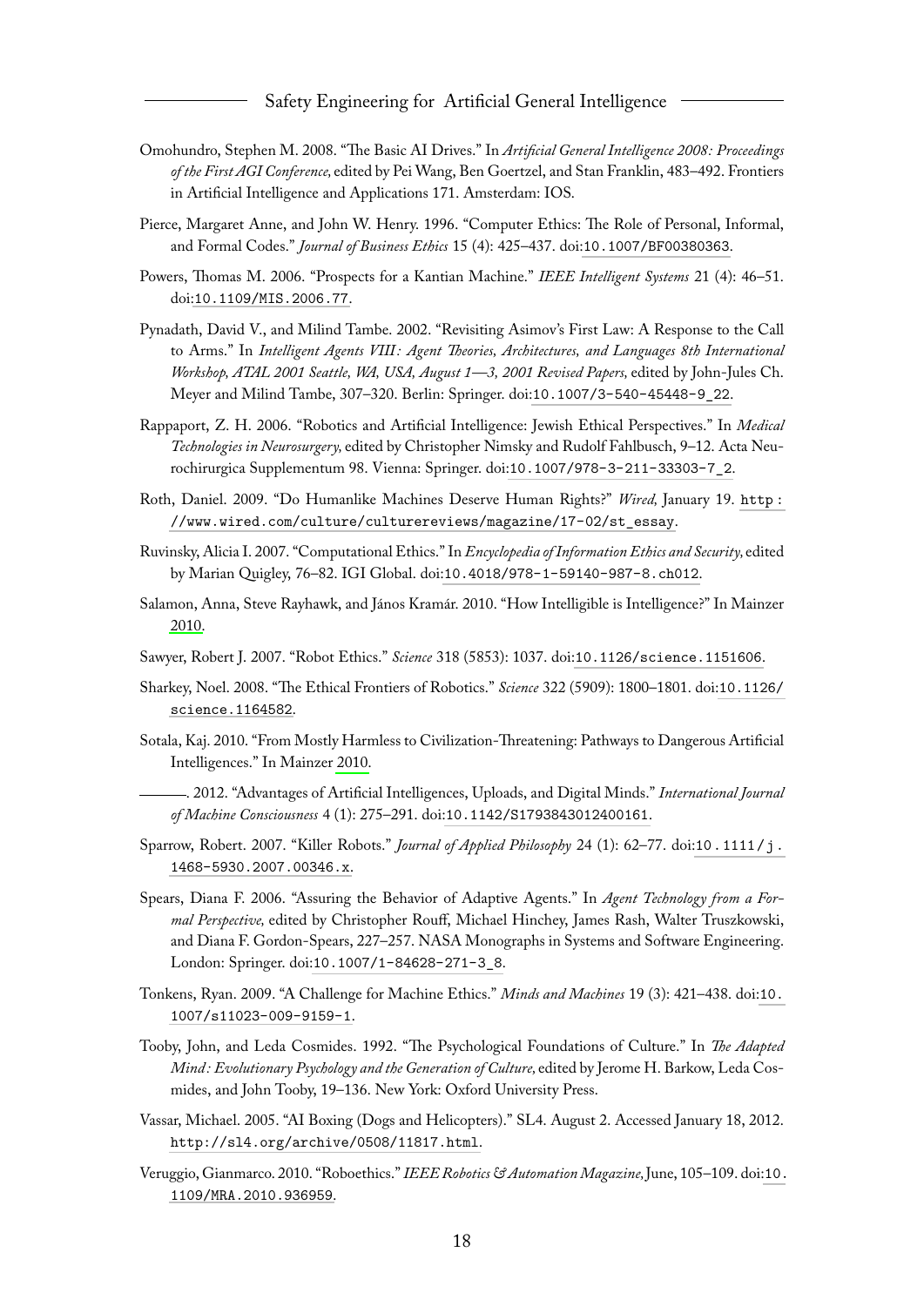Omohundro, Stephen M. 2008. "The Basic AI Drives." In *Artificial General Intelligence 2008: Proceedings of the First AGI Conference,* edited by Pei Wang, Ben Goertzel, and Stan Franklin, 483–492. Frontiers in Artificial Intelligence and Applications 171. Amsterdam: IOS.

Pierce, Margaret Anne, and John W. Henry. 1996. "Computer Ethics: The Role of Personal, Informal, and Formal Codes." *Journal of Business Ethics* 15 (4): 425–437. doi:10.1007/BF00380363.

Powers, Thomas M. 2006. "Prospects for a Kantian Machine." *IEEE Intelligent Systems* 21 (4): 46–51. doi:10.1109/MIS.2006.77.

Pynadath, David V., and Milind Tambe. 2002. "Revisiting Asimov's First Law: A Response to the Call to Arms." In *Intelligent Agents VIII: Agent Theories, Architectures, and Languages 8th International Workshop, ATAL 2001 Seattle, WA, USA, August 1—3, 2001 Revised Papers,* edited by John-Jules Ch. Meyer and Milind Tambe, 307–320. Berlin: Springer. doi:10.1007/3-540-45448-9_22.

Rappaport, Z. H. 2006. "Robotics and Artificial Intelligence: Jewish Ethical Perspectives." In *Medical Technologies in Neurosurgery,* edited by Christopher Nimsky and Rudolf Fahlbusch, 9–12. Acta Neurochirurgica Supplementum 98. Vienna: Springer. doi:10.1007/978-3-211-33303-7_2.

Roth, Daniel. 2009. "Do Humanlike Machines Deserve Human Rights?" *Wired,* January 19. http://www.wired.com/culture/culturereviews/magazine/17-02/st_essay.

Ruvinsky, Alicia I. 2007. "Computational Ethics." In *Encyclopedia of Information Ethics and Security,* edited by Marian Quigley, 76–82. IGI Global. doi:10.4018/978-1-59140-987-8.ch012.

Salamon, Anna, Steve Rayhawk, and János Kramár. 2010. "How Intelligible is Intelligence?" In Mainzer 2010.

Sawyer, Robert J. 2007. "Robot Ethics." *Science* 318 (5853): 1037. doi:10.1126/science.1151606.

Sharkey, Noel. 2008. "The Ethical Frontiers of Robotics." *Science* 322 (5909): 1800–1801. doi:10.1126/science.1164582.

Sotala, Kaj. 2010. "From Mostly Harmless to Civilization-Threatening: Pathways to Dangerous Artificial Intelligences." In Mainzer 2010.

———. 2012. "Advantages of Artificial Intelligences, Uploads, and Digital Minds." *International Journal of Machine Consciousness* 4 (1): 275–291. doi:10.1142/S1793843012400161.

Sparrow, Robert. 2007. "Killer Robots." *Journal of Applied Philosophy* 24 (1): 62–77. doi:10.1111/j.1468-5930.2007.00346.x.

Spears, Diana F. 2006. "Assuring the Behavior of Adaptive Agents." In *Agent Technology from a Formal Perspective,* edited by Christopher Rouff, Michael Hinchey, James Rash, Walter Truszkowski, and Diana F. Gordon-Spears, 227–257. NASA Monographs in Systems and Software Engineering. London: Springer. doi:10.1007/1-84628-271-3_8.

Tonkens, Ryan. 2009. "A Challenge for Machine Ethics." *Minds and Machines* 19 (3): 421–438. doi:10.1007/s11023-009-9159-1.

Tooby, John, and Leda Cosmides. 1992. "The Psychological Foundations of Culture." In *The Adapted Mind: Evolutionary Psychology and the Generation of Culture,* edited by Jerome H. Barkow, Leda Cosmides, and John Tooby, 19–136. New York: Oxford University Press.

Vassar, Michael. 2005. "AI Boxing (Dogs and Helicopters)." SL4. August 2. Accessed January 18, 2012. http://sl4.org/archive/0508/11817.html.

Veruggio, Gianmarco. 2010. "Roboethics." *IEEE Robotics & Automation Magazine,* June, 105–109. doi:10.1109/MRA.2010.936959.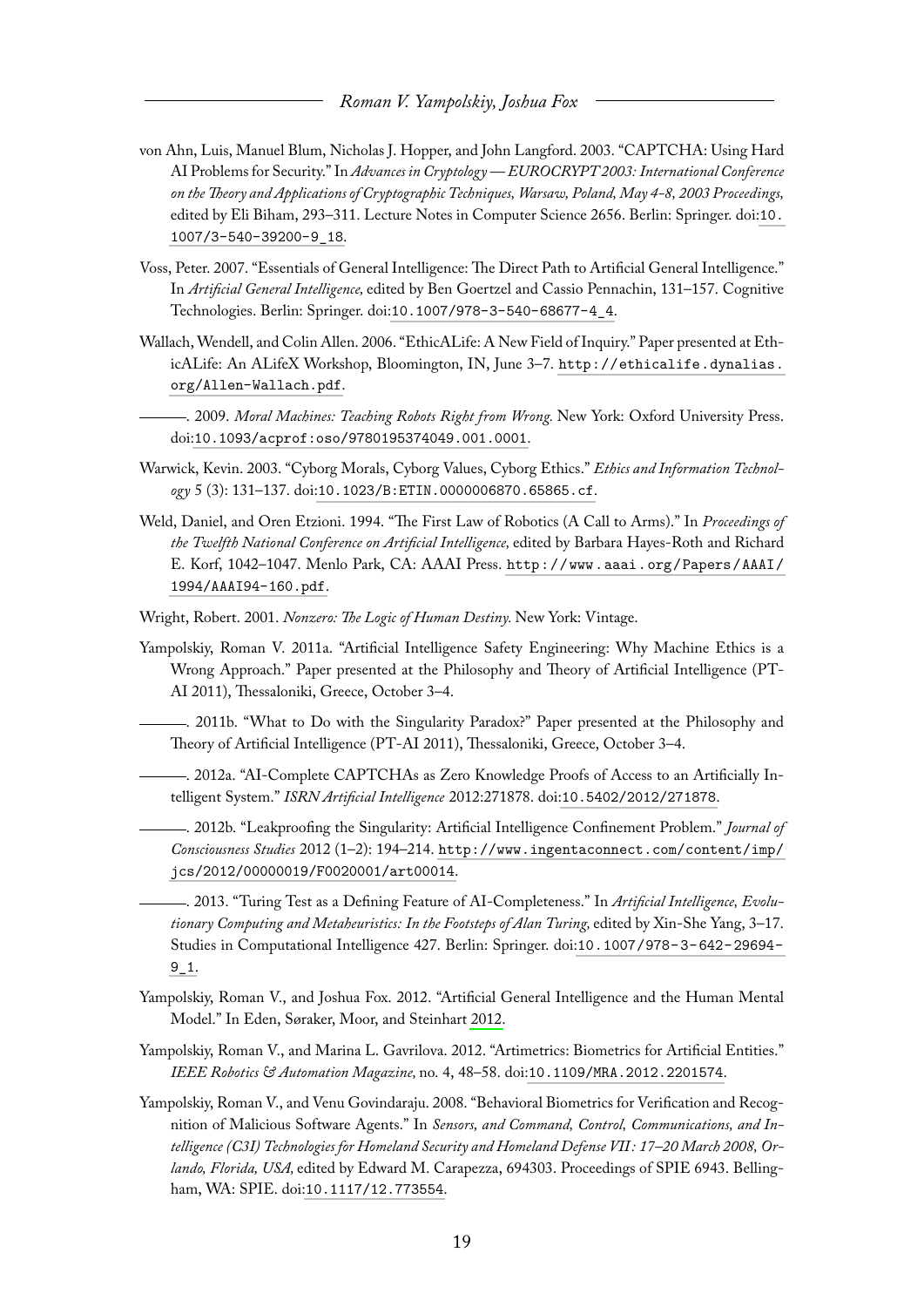von Ahn, Luis, Manuel Blum, Nicholas J. Hopper, and John Langford. 2003. "CAPTCHA: Using Hard AI Problems for Security." In *Advances in Cryptology — EUROCRYPT 2003: International Conference on the Theory and Applications of Cryptographic Techniques, Warsaw, Poland, May 4-8, 2003 Proceedings,* edited by Eli Biham, 293–311. Lecture Notes in Computer Science 2656. Berlin: Springer. doi:10.1007/3-540-39200-9_18.

Voss, Peter. 2007. "Essentials of General Intelligence: The Direct Path to Artificial General Intelligence." In *Artificial General Intelligence,* edited by Ben Goertzel and Cassio Pennachin, 131–157. Cognitive Technologies. Berlin: Springer. doi:10.1007/978-3-540-68677-4_4.

Wallach, Wendell, and Colin Allen. 2006. "EthicALife: A New Field of Inquiry." Paper presented at EthicALife: An ALifeX Workshop, Bloomington, IN, June 3–7. http://ethicalife.dynalias.org/Allen-Wallach.pdf.

———. 2009. *Moral Machines: Teaching Robots Right from Wrong.* New York: Oxford University Press. doi:10.1093/acprof:oso/9780195374049.001.0001.

Warwick, Kevin. 2003. "Cyborg Morals, Cyborg Values, Cyborg Ethics." *Ethics and Information Technology* 5 (3): 131–137. doi:10.1023/B:ETIN.0000006870.65865.cf.

Weld, Daniel, and Oren Etzioni. 1994. "The First Law of Robotics (A Call to Arms)." In *Proceedings of the Twelfth National Conference on Artificial Intelligence,* edited by Barbara Hayes-Roth and Richard E. Korf, 1042–1047. Menlo Park, CA: AAAI Press. http://www.aaai.org/Papers/AAAI/1994/AAAI94-160.pdf.

Wright, Robert. 2001. *Nonzero: The Logic of Human Destiny.* New York: Vintage.

Yampolskiy, Roman V. 2011a. "Artificial Intelligence Safety Engineering: Why Machine Ethics is a Wrong Approach." Paper presented at the Philosophy and Theory of Artificial Intelligence (PT-AI 2011), Thessaloniki, Greece, October 3–4.

———. 2011b. "What to Do with the Singularity Paradox?" Paper presented at the Philosophy and Theory of Artificial Intelligence (PT-AI 2011), Thessaloniki, Greece, October 3–4.

———. 2012a. "AI-Complete CAPTCHAs as Zero Knowledge Proofs of Access to an Artificially Intelligent System." *ISRN Artificial Intelligence* 2012:271878. doi:10.5402/2012/271878.

———. 2012b. "Leakproofing the Singularity: Artificial Intelligence Confinement Problem." *Journal of Consciousness Studies* 2012 (1–2): 194–214. http://www.ingentaconnect.com/content/imp/jcs/2012/00000019/F0020001/art00014.

———. 2013. "Turing Test as a Defining Feature of AI-Completeness." In *Artificial Intelligence, Evolutionary Computing and Metaheuristics: In the Footsteps of Alan Turing,* edited by Xin-She Yang, 3–17. Studies in Computational Intelligence 427. Berlin: Springer. doi:10.1007/978-3-642-29694-9_1.

Yampolskiy, Roman V., and Joshua Fox. 2012. "Artificial General Intelligence and the Human Mental Model." In Eden, Søraker, Moor, and Steinhart 2012.

Yampolskiy, Roman V., and Marina L. Gavrilova. 2012. "Artimetrics: Biometrics for Artificial Entities." *IEEE Robotics & Automation Magazine,* no. 4, 48–58. doi:10.1109/MRA.2012.2201574.

Yampolskiy, Roman V., and Venu Govindaraju. 2008. "Behavioral Biometrics for Verification and Recognition of Malicious Software Agents." In *Sensors, and Command, Control, Communications, and Intelligence (C3I) Technologies for Homeland Security and Homeland Defense VII: 17–20 March 2008, Orlando, Florida, USA,* edited by Edward M. Carapezza, 694303. Proceedings of SPIE 6943. Bellingham, WA: SPIE. doi:10.1117/12.773554.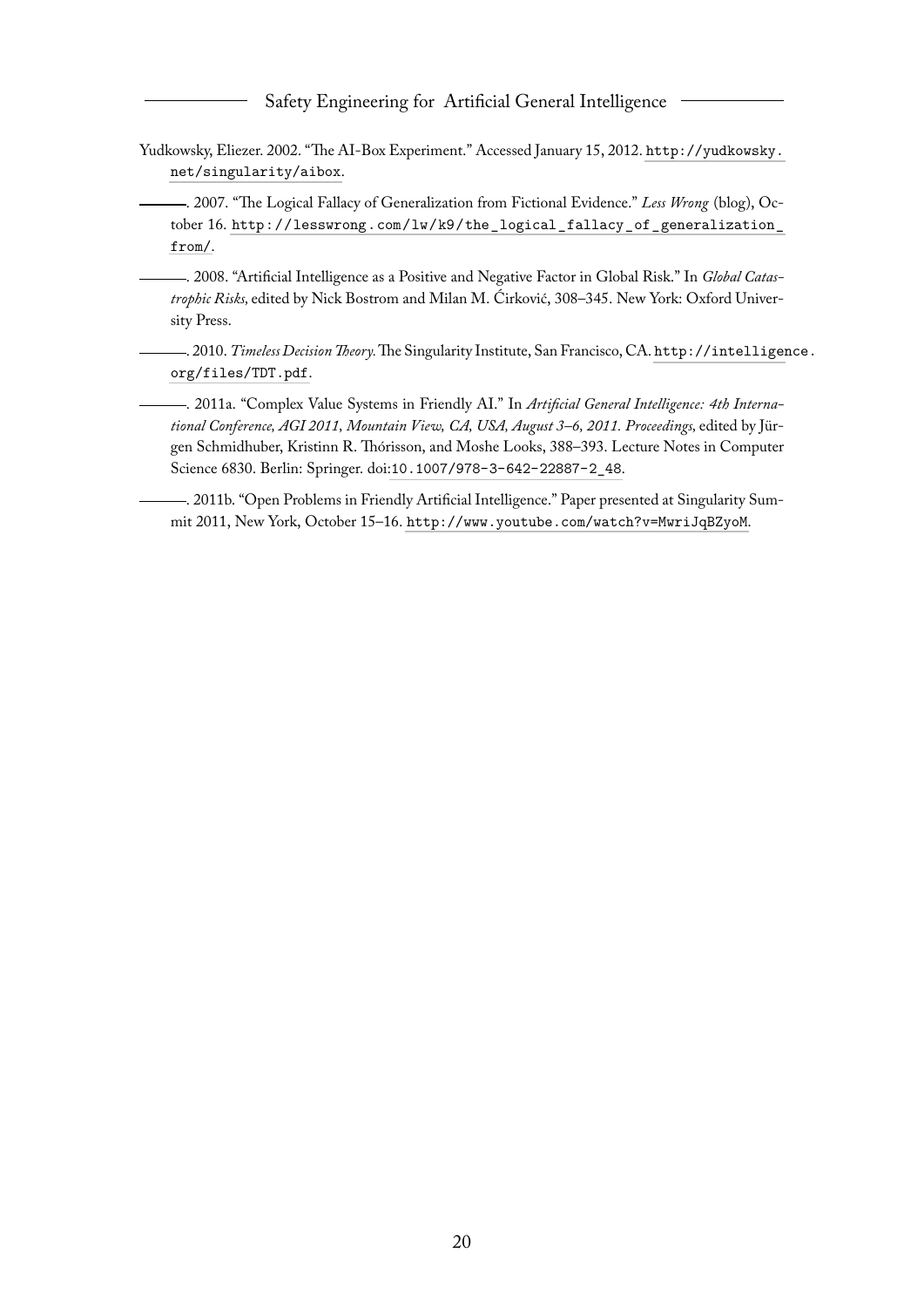Yudkowsky, Eliezer. 2002. "The AI-Box Experiment." Accessed January 15, 2012. http://yudkowsky.net/singularity/aibox.

———. 2007. "The Logical Fallacy of Generalization from Fictional Evidence." *Less Wrong* (blog), October 16. http://lesswrong.com/lw/k9/the_logical_fallacy_of_generalization_from/.

———. 2008. "Artificial Intelligence as a Positive and Negative Factor in Global Risk." In *Global Catastrophic Risks,* edited by Nick Bostrom and Milan M. Ćirković, 308–345. New York: Oxford University Press.

———. 2010. *Timeless Decision Theory.* The Singularity Institute, San Francisco, CA. http://intelligence.org/files/TDT.pdf.

———. 2011a. "Complex Value Systems in Friendly AI." In *Artificial General Intelligence: 4th International Conference, AGI 2011, Mountain View, CA, USA, August 3–6, 2011. Proceedings,* edited by Jürgen Schmidhuber, Kristinn R. Thórisson, and Moshe Looks, 388–393. Lecture Notes in Computer Science 6830. Berlin: Springer. doi:10.1007/978-3-642-22887-2_48.

———. 2011b. "Open Problems in Friendly Artificial Intelligence." Paper presented at Singularity Summit 2011, New York, October 15–16. http://www.youtube.com/watch?v=MwriJqBZyoM.